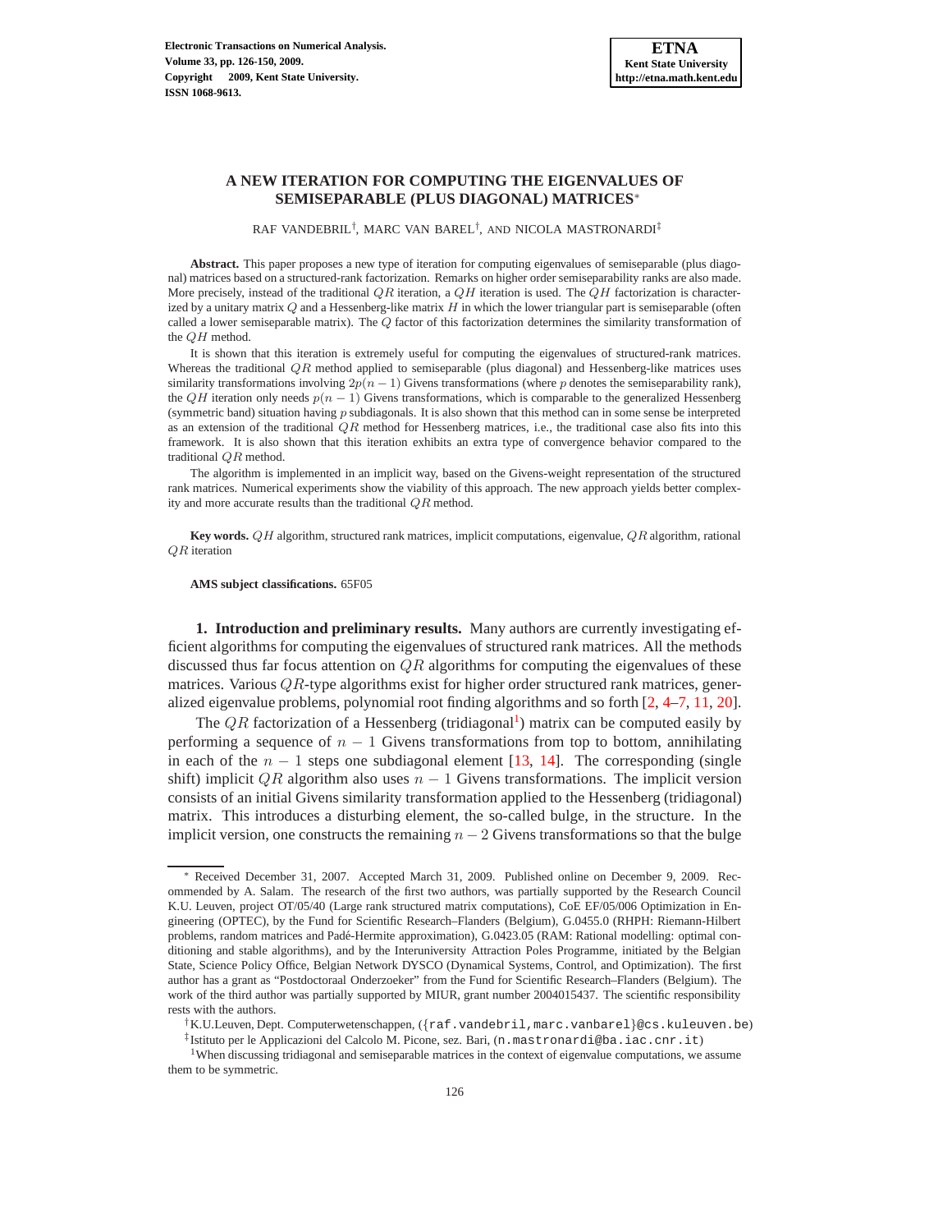# A NEW ITERATION FOR COMPUTING THE EIGENVALUES OF SEMISEPARABLE (PLUS DIAGONAL) MATRICES[*]

RAF VANDEBRIL[†], MARC VAN BAREL[†], AND NICOLA MASTRONARDI[‡]

**Abstract.** This paper proposes a new type of iteration for computing eigenvalues of semiseparable (plus diagonal) matrices based on a structured-rank factorization. Remarks on higher order semiseparability ranks are also made. More precisely, instead of the traditional $QR$ iteration, a $QH$ iteration is used. The $QH$ factorization is characterized by a unitary matrix $Q$ and a Hessenberg-like matrix $H$ in which the lower triangular part is semiseparable (often called a lower semiseparable matrix). The $Q$ factor of this factorization determines the similarity transformation of the $QH$ method.

It is shown that this iteration is extremely useful for computing the eigenvalues of structured-rank matrices. Whereas the traditional $QR$ method applied to semiseparable (plus diagonal) and Hessenberg-like matrices uses similarity transformations involving $2p(n-1)$ Givens transformations (where $p$ denotes the semiseparability rank), the $QH$ iteration only needs $p(n-1)$ Givens transformations, which is comparable to the generalized Hessenberg (symmetric band) situation having $p$ subdiagonals. It is also shown that this method can in some sense be interpreted as an extension of the traditional $QR$ method for Hessenberg matrices, i.e., the traditional case also fits into this framework. It is also shown that this iteration exhibits an extra type of convergence behavior compared to the traditional $QR$ method.

The algorithm is implemented in an implicit way, based on the Givens-weight representation of the structured rank matrices. Numerical experiments show the viability of this approach. The new approach yields better complexity and more accurate results than the traditional $QR$ method.

**Key words.** $QH$ algorithm, structured rank matrices, implicit computations, eigenvalue, $QR$ algorithm, rational $QR$ iteration

**AMS subject classifications.** 65F05

**1. Introduction and preliminary results.** Many authors are currently investigating efficient algorithms for computing the eigenvalues of structured rank matrices. All the methods discussed thus far focus attention on $QR$ algorithms for computing the eigenvalues of these matrices. Various $QR$-type algorithms exist for higher order structured rank matrices, generalized eigenvalue problems, polynomial root finding algorithms and so forth [2, 4–7, 11, 20].

The $QR$ factorization of a Hessenberg (tridiagonal[1]) matrix can be computed easily by performing a sequence of $n-1$ Givens transformations from top to bottom, annihilating in each of the $n-1$ steps one subdiagonal element [13, 14]. The corresponding (single shift) implicit $QR$ algorithm also uses $n-1$ Givens transformations. The implicit version consists of an initial Givens similarity transformation applied to the Hessenberg (tridiagonal) matrix. This introduces a disturbing element, the so-called bulge, in the structure. In the implicit version, one constructs the remaining $n-2$ Givens transformations so that the bulge

---

[*] Received December 31, 2007. Accepted March 31, 2009. Published online on December 9, 2009. Recommended by A. Salam. The research of the first two authors, was partially supported by the Research Council K.U. Leuven, project OT/05/40 (Large rank structured matrix computations), CoE EF/05/006 Optimization in Engineering (OPTEC), by the Fund for Scientific Research–Flanders (Belgium), G.0455.0 (RHPH: Riemann-Hilbert problems, random matrices and Padé-Hermite approximation), G.0423.05 (RAM: Rational modelling: optimal conditioning and stable algorithms), and by the Interuniversity Attraction Poles Programme, initiated by the Belgian State, Science Policy Office, Belgian Network DYSCO (Dynamical Systems, Control, and Optimization). The first author has a grant as "Postdoctoraal Onderzoeker" from the Fund for Scientific Research–Flanders (Belgium). The work of the third author was partially supported by MIUR, grant number 2004015437. The scientific responsibility rests with the authors.

[†] K.U.Leuven, Dept. Computerwetenschappen, ({raf.vandebril,marc.vanbarel}@cs.kuleuven.be)

[‡] Istituto per le Applicazioni del Calcolo M. Picone, sez. Bari, (n.mastronardi@ba.iac.cnr.it)

[1] When discussing tridiagonal and semiseparable matrices in the context of eigenvalue computations, we assume them to be symmetric.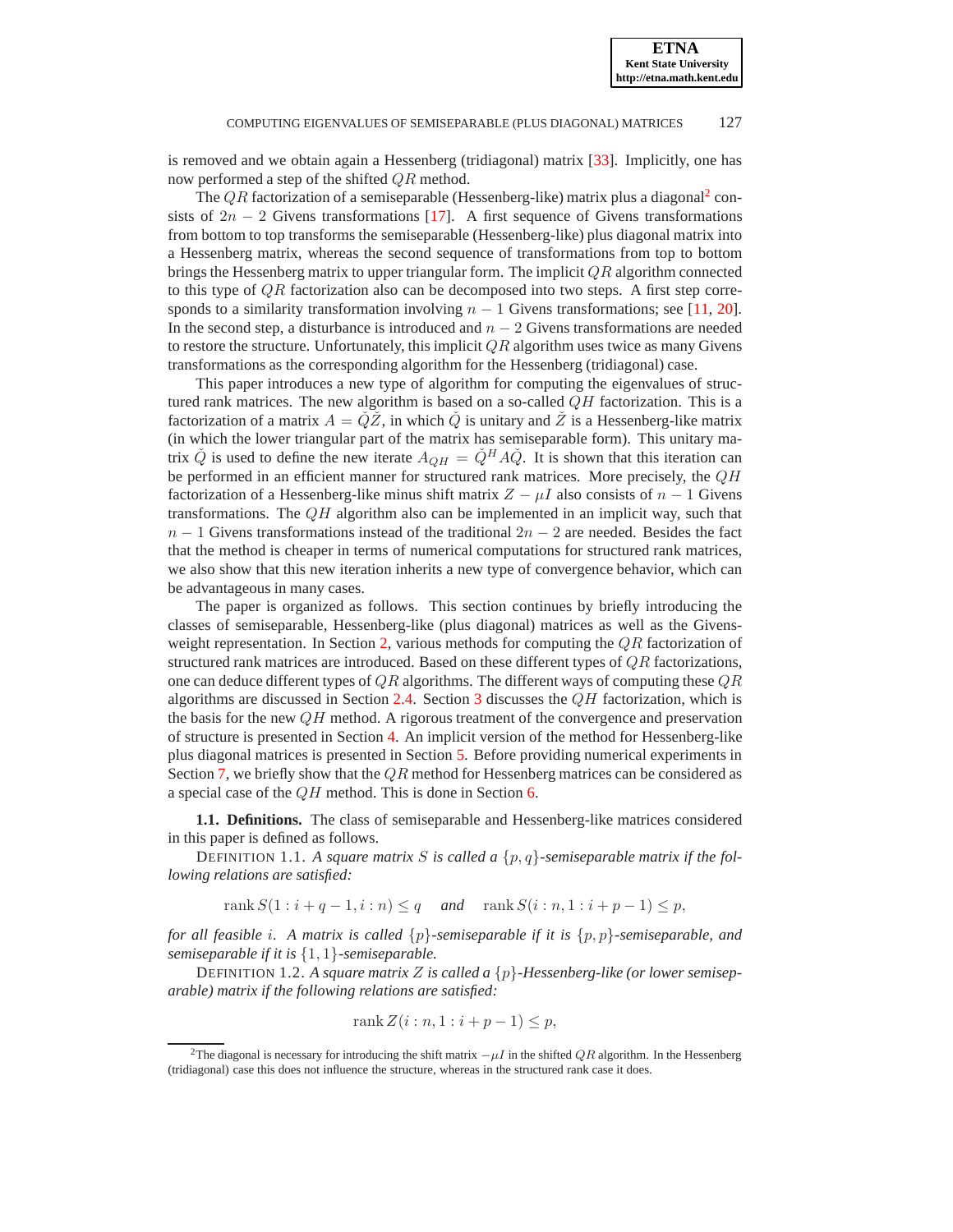is removed and we obtain again a Hessenberg (tridiagonal) matrix [33]. Implicitly, one has now performed a step of the shifted $QR$ method.

The $QR$ factorization of a semiseparable (Hessenberg-like) matrix plus a diagonal[2] consists of $2n-2$ Givens transformations [17]. A first sequence of Givens transformations from bottom to top transforms the semiseparable (Hessenberg-like) plus diagonal matrix into a Hessenberg matrix, whereas the second sequence of transformations from top to bottom brings the Hessenberg matrix to upper triangular form. The implicit $QR$ algorithm connected to this type of $QR$ factorization also can be decomposed into two steps. A first step corresponds to a similarity transformation involving $n-1$ Givens transformations; see [11, 20]. In the second step, a disturbance is introduced and $n-2$ Givens transformations are needed to restore the structure. Unfortunately, this implicit $QR$ algorithm uses twice as many Givens transformations as the corresponding algorithm for the Hessenberg (tridiagonal) case.

This paper introduces a new type of algorithm for computing the eigenvalues of structured rank matrices. The new algorithm is based on a so-called $QH$ factorization. This is a factorization of a matrix $A = \check{Q}\check{Z}$, in which $\check{Q}$ is unitary and $\check{Z}$ is a Hessenberg-like matrix (in which the lower triangular part of the matrix has semiseparable form). This unitary matrix $\check{Q}$ is used to define the new iterate $A_{QH} = \check{Q}^H A \check{Q}$. It is shown that this iteration can be performed in an efficient manner for structured rank matrices. More precisely, the $QH$ factorization of a Hessenberg-like minus shift matrix $Z - \mu I$ also consists of $n-1$ Givens transformations. The $QH$ algorithm also can be implemented in an implicit way, such that $n-1$ Givens transformations instead of the traditional $2n-2$ are needed. Besides the fact that the method is cheaper in terms of numerical computations for structured rank matrices, we also show that this new iteration inherits a new type of convergence behavior, which can be advantageous in many cases.

The paper is organized as follows. This section continues by briefly introducing the classes of semiseparable, Hessenberg-like (plus diagonal) matrices as well as the Givens-weight representation. In Section 2, various methods for computing the $QR$ factorization of structured rank matrices are introduced. Based on these different types of $QR$ factorizations, one can deduce different types of $QR$ algorithms. The different ways of computing these $QR$ algorithms are discussed in Section 2.4. Section 3 discusses the $QH$ factorization, which is the basis for the new $QH$ method. A rigorous treatment of the convergence and preservation of structure is presented in Section 4. An implicit version of the method for Hessenberg-like plus diagonal matrices is presented in Section 5. Before providing numerical experiments in Section 7, we briefly show that the $QR$ method for Hessenberg matrices can be considered as a special case of the $QH$ method. This is done in Section 6.

**1.1. Definitions.** The class of semiseparable and Hessenberg-like matrices considered in this paper is defined as follows.

DEFINITION 1.1. *A square matrix $S$ is called a $\{p,q\}$-semiseparable matrix if the following relations are satisfied:*

$$\operatorname{rank} S(1:i+q-1, i:n) \leq q \quad \textit{and} \quad \operatorname{rank} S(i:n, 1:i+p-1) \leq p,$$

*for all feasible $i$. A matrix is called $\{p\}$-semiseparable if it is $\{p,p\}$-semiseparable, and semiseparable if it is $\{1,1\}$-semiseparable.*

DEFINITION 1.2. *A square matrix $Z$ is called a $\{p\}$-Hessenberg-like (or lower semiseparable) matrix if the following relations are satisfied:*

$$\operatorname{rank} Z(i:n, 1:i+p-1) \leq p,$$

[2] The diagonal is necessary for introducing the shift matrix $-\mu I$ in the shifted $QR$ algorithm. In the Hessenberg (tridiagonal) case this does not influence the structure, whereas in the structured rank case it does.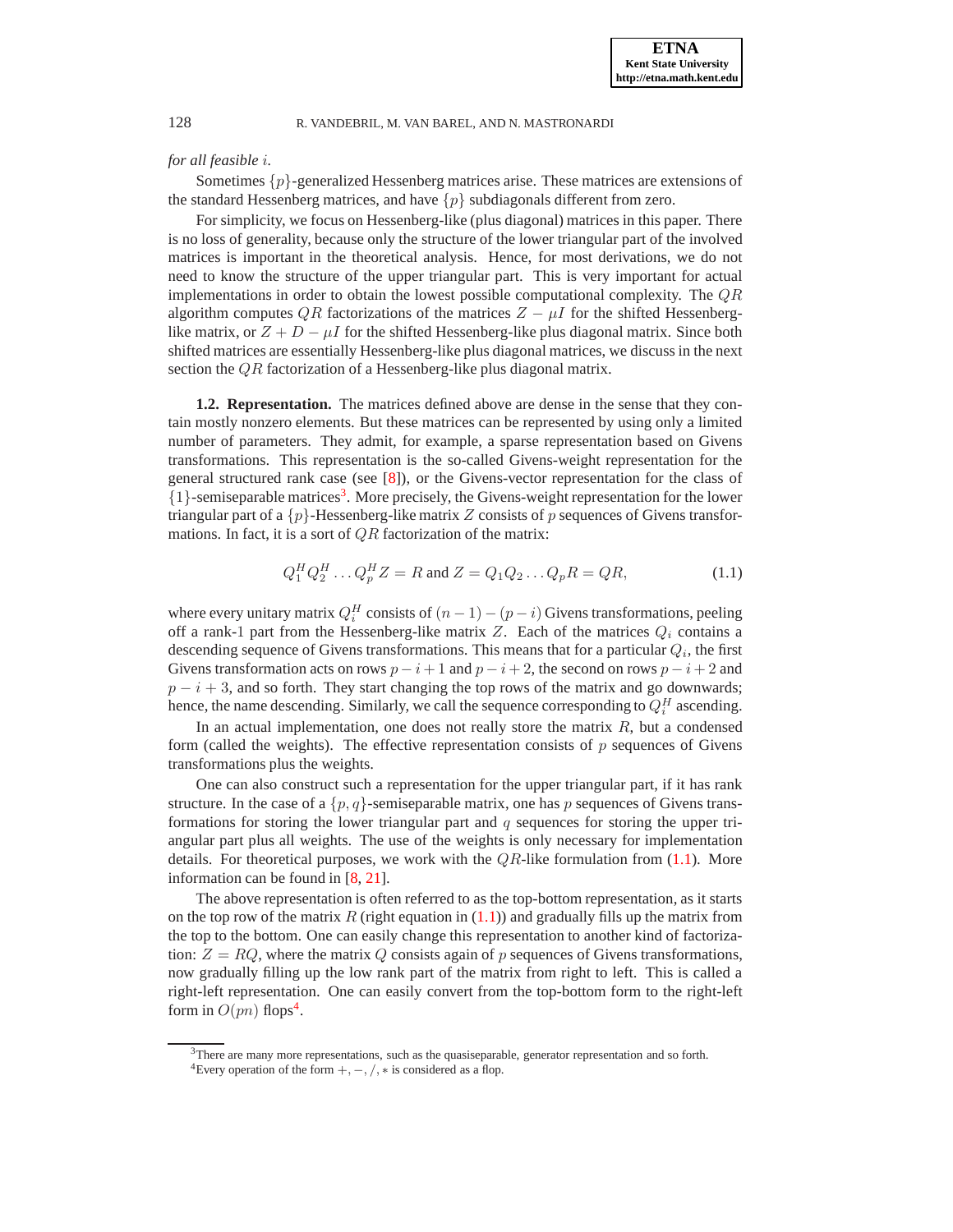*for all feasible $i$.*

Sometimes $\{p\}$-generalized Hessenberg matrices arise. These matrices are extensions of the standard Hessenberg matrices, and have $\{p\}$ subdiagonals different from zero.

For simplicity, we focus on Hessenberg-like (plus diagonal) matrices in this paper. There is no loss of generality, because only the structure of the lower triangular part of the involved matrices is important in the theoretical analysis. Hence, for most derivations, we do not need to know the structure of the upper triangular part. This is very important for actual implementations in order to obtain the lowest possible computational complexity. The $QR$ algorithm computes $QR$ factorizations of the matrices $Z - \mu I$ for the shifted Hessenberg-like matrix, or $Z + D - \mu I$ for the shifted Hessenberg-like plus diagonal matrix. Since both shifted matrices are essentially Hessenberg-like plus diagonal matrices, we discuss in the next section the $QR$ factorization of a Hessenberg-like plus diagonal matrix.

**1.2. Representation.** The matrices defined above are dense in the sense that they contain mostly nonzero elements. But these matrices can be represented by using only a limited number of parameters. They admit, for example, a sparse representation based on Givens transformations. This representation is the so-called Givens-weight representation for the general structured rank case (see [8]), or the Givens-vector representation for the class of $\{1\}$-semiseparable matrices[3]. More precisely, the Givens-weight representation for the lower triangular part of a $\{p\}$-Hessenberg-like matrix $Z$ consists of $p$ sequences of Givens transformations. In fact, it is a sort of $QR$ factorization of the matrix:

$$Q_1^H Q_2^H \dots Q_p^H Z = R \text{ and } Z = Q_1 Q_2 \dots Q_p R = QR, \tag{1.1}$$

where every unitary matrix $Q_i^H$ consists of $(n-1)-(p-i)$ Givens transformations, peeling off a rank-1 part from the Hessenberg-like matrix $Z$. Each of the matrices $Q_i$ contains a descending sequence of Givens transformations. This means that for a particular $Q_i$, the first Givens transformation acts on rows $p-i+1$ and $p-i+2$, the second on rows $p-i+2$ and $p-i+3$, and so forth. They start changing the top rows of the matrix and go downwards; hence, the name descending. Similarly, we call the sequence corresponding to $Q_i^H$ ascending.

In an actual implementation, one does not really store the matrix $R$, but a condensed form (called the weights). The effective representation consists of $p$ sequences of Givens transformations plus the weights.

One can also construct such a representation for the upper triangular part, if it has rank structure. In the case of a $\{p,q\}$-semiseparable matrix, one has $p$ sequences of Givens transformations for storing the lower triangular part and $q$ sequences for storing the upper triangular part plus all weights. The use of the weights is only necessary for implementation details. For theoretical purposes, we work with the $QR$-like formulation from (1.1). More information can be found in [8, 21].

The above representation is often referred to as the top-bottom representation, as it starts on the top row of the matrix $R$ (right equation in (1.1)) and gradually fills up the matrix from the top to the bottom. One can easily change this representation to another kind of factorization: $Z = RQ$, where the matrix $Q$ consists again of $p$ sequences of Givens transformations, now gradually filling up the low rank part of the matrix from right to left. This is called a right-left representation. One can easily convert from the top-bottom form to the right-left form in $O(pn)$ flops[4].

---

[3] There are many more representations, such as the quasiseparable, generator representation and so forth.

[4] Every operation of the form $+, -, /, *$ is considered as a flop.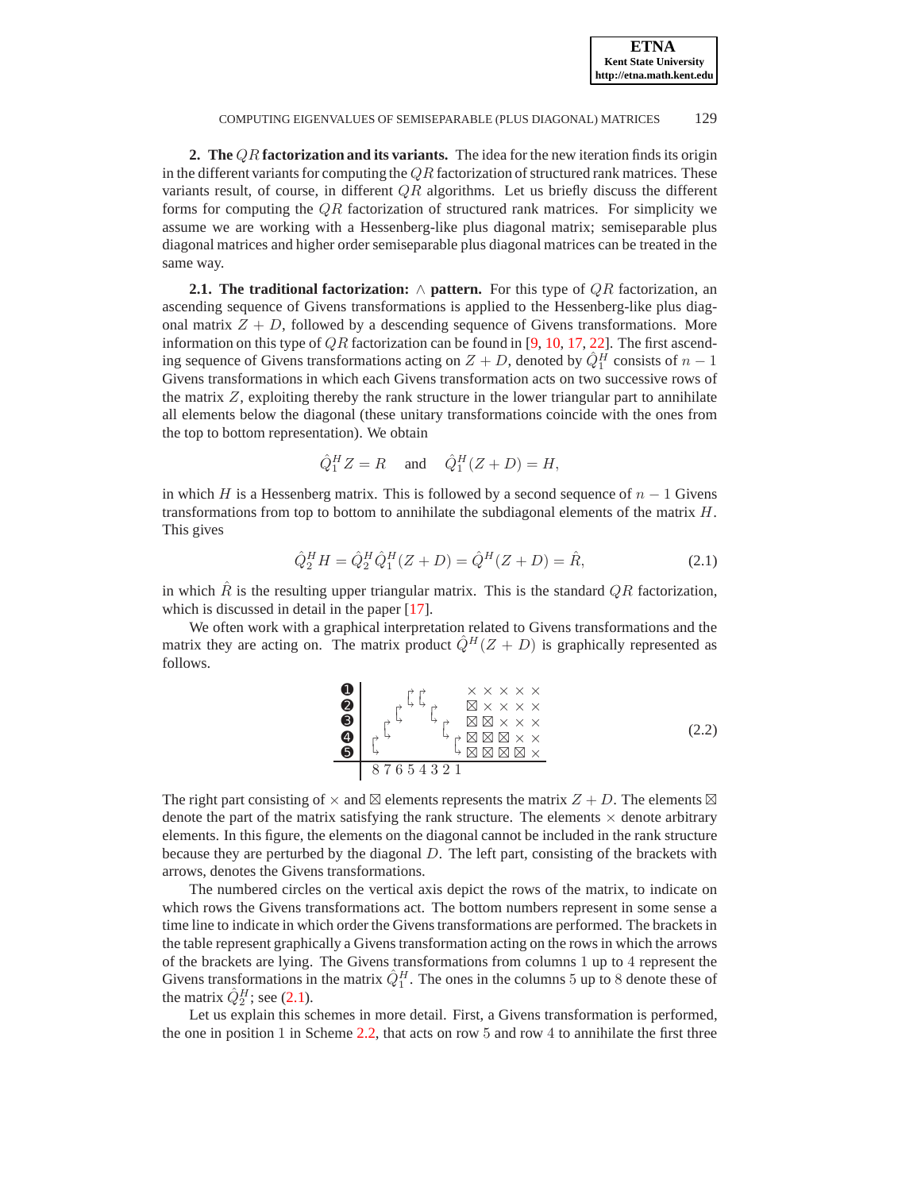**2. The $QR$ factorization and its variants.** The idea for the new iteration finds its origin in the different variants for computing the $QR$ factorization of structured rank matrices. These variants result, of course, in different $QR$ algorithms. Let us briefly discuss the different forms for computing the $QR$ factorization of structured rank matrices. For simplicity we assume we are working with a Hessenberg-like plus diagonal matrix; semiseparable plus diagonal matrices and higher order semiseparable plus diagonal matrices can be treated in the same way.

**2.1. The traditional factorization: $\wedge$ pattern.** For this type of $QR$ factorization, an ascending sequence of Givens transformations is applied to the Hessenberg-like plus diagonal matrix $Z + D$, followed by a descending sequence of Givens transformations. More information on this type of $QR$ factorization can be found in [9, 10, 17, 22]. The first ascending sequence of Givens transformations acting on $Z + D$, denoted by $\hat{Q}_1^H$ consists of $n - 1$ Givens transformations in which each Givens transformation acts on two successive rows of the matrix $Z$, exploiting thereby the rank structure in the lower triangular part to annihilate all elements below the diagonal (these unitary transformations coincide with the ones from the top to bottom representation). We obtain

$$\hat{Q}_1^H Z = R \quad \text{and} \quad \hat{Q}_1^H (Z + D) = H,$$

in which $H$ is a Hessenberg matrix. This is followed by a second sequence of $n - 1$ Givens transformations from top to bottom to annihilate the subdiagonal elements of the matrix $H$. This gives

$$\hat{Q}_2^H H = \hat{Q}_2^H \hat{Q}_1^H (Z + D) = \hat{Q}^H (Z + D) = \hat{R}, \tag{2.1}$$

in which $\hat{R}$ is the resulting upper triangular matrix. This is the standard $QR$ factorization, which is discussed in detail in the paper [17].

We often work with a graphical interpretation related to Givens transformations and the matrix they are acting on. The matrix product $\hat{Q}^H (Z + D)$ is graphically represented as follows.

```
➊ |        ⌐ ⌐          × × × × ×
➋ |      ⌐ ⌙ ⌙  ⌐       ⊠ × × × ×
➌ |    ⌐ ⌙       ⌙ ⌐    ⊠ ⊠ × × ×        (2.2)
➍ |  ⌐ ⌙           ⌙ ⌐  ⊠ ⊠ ⊠ × ×
➎ |  ⌙               ⌙  ⊠ ⊠ ⊠ ⊠ ×
  ---------------------------------
     8 7 6 5 4 3 2 1
```

The right part consisting of $\times$ and $\boxtimes$ elements represents the matrix $Z + D$. The elements $\boxtimes$ denote the part of the matrix satisfying the rank structure. The elements $\times$ denote arbitrary elements. In this figure, the elements on the diagonal cannot be included in the rank structure because they are perturbed by the diagonal $D$. The left part, consisting of the brackets with arrows, denotes the Givens transformations.

The numbered circles on the vertical axis depict the rows of the matrix, to indicate on which rows the Givens transformations act. The bottom numbers represent in some sense a time line to indicate in which order the Givens transformations are performed. The brackets in the table represent graphically a Givens transformation acting on the rows in which the arrows of the brackets are lying. The Givens transformations from columns 1 up to 4 represent the Givens transformations in the matrix $\hat{Q}_1^H$. The ones in the columns 5 up to 8 denote these of the matrix $\hat{Q}_2^H$; see (2.1).

Let us explain this schemes in more detail. First, a Givens transformation is performed, the one in position 1 in Scheme 2.2, that acts on row 5 and row 4 to annihilate the first three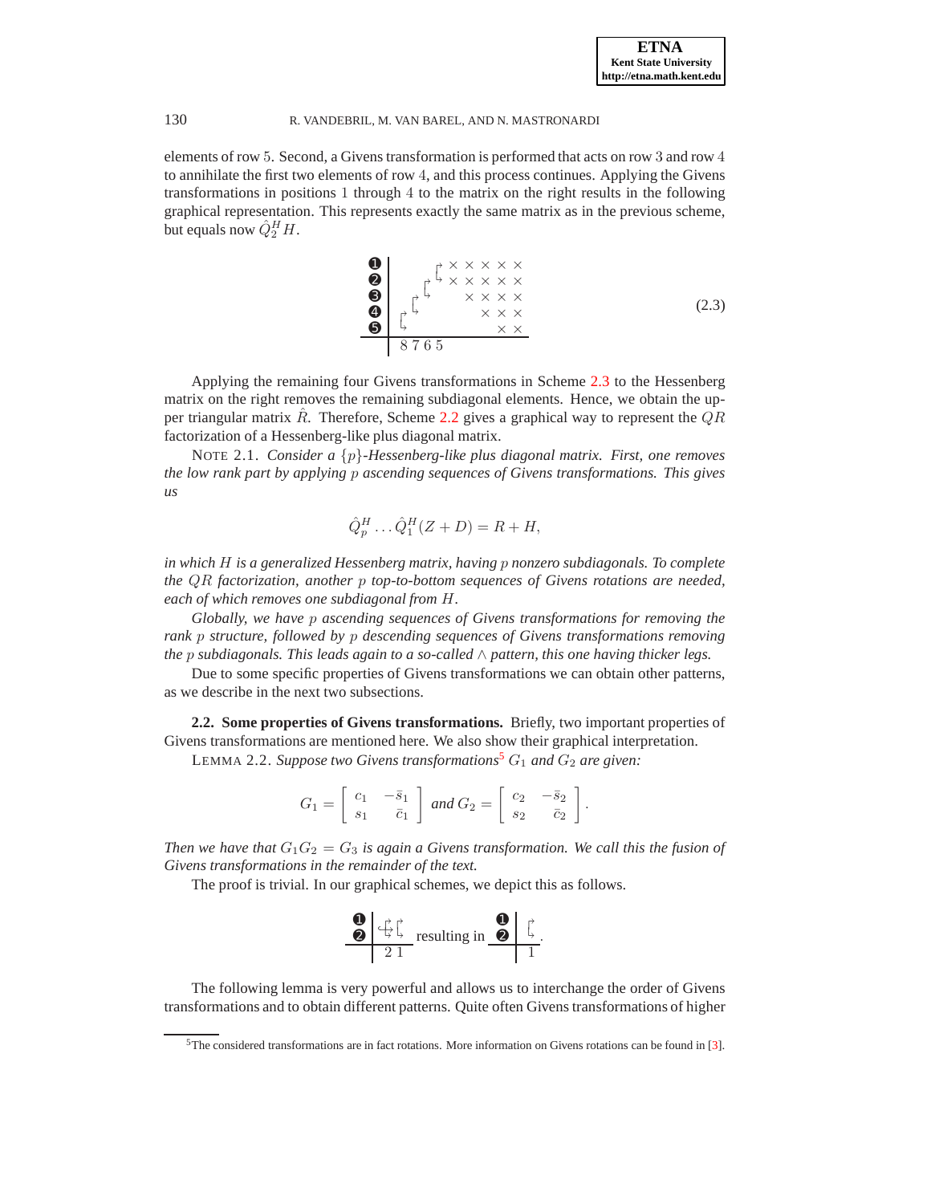elements of row 5. Second, a Givens transformation is performed that acts on row 3 and row 4 to annihilate the first two elements of row 4, and this process continues. Applying the Givens transformations in positions 1 through 4 to the matrix on the right results in the following graphical representation. This represents exactly the same matrix as in the previous scheme, but equals now $\hat{Q}_2^H H$.

$$
\begin{array}{c|ccccc}
❶ & & & & \Gamma & \times\ \times\ \times\ \times\ \times \\
❷ & & & \Gamma & \llcorner & \times\ \times\ \times\ \times\ \times \\
❸ & & \Gamma & \llcorner & & \quad\ \times\ \times\ \times\ \times \\
❹ & \Gamma & \llcorner & & & \qquad\ \times\ \times\ \times \\
❺ & \llcorner & & & & \qquad\quad\ \times\ \times \\
\hline
 & 8 & 7 & 6 & 5 &
\end{array}
\tag{2.3}
$$

Applying the remaining four Givens transformations in Scheme 2.3 to the Hessenberg matrix on the right removes the remaining subdiagonal elements. Hence, we obtain the upper triangular matrix $\hat{R}$. Therefore, Scheme 2.2 gives a graphical way to represent the $QR$ factorization of a Hessenberg-like plus diagonal matrix.

NOTE 2.1. *Consider a $\{p\}$-Hessenberg-like plus diagonal matrix. First, one removes the low rank part by applying $p$ ascending sequences of Givens transformations. This gives us*

$$
\hat{Q}_p^H \ldots \hat{Q}_1^H (Z + D) = R + H,
$$

*in which $H$ is a generalized Hessenberg matrix, having $p$ nonzero subdiagonals. To complete the $QR$ factorization, another $p$ top-to-bottom sequences of Givens rotations are needed, each of which removes one subdiagonal from $H$.*

*Globally, we have $p$ ascending sequences of Givens transformations for removing the rank $p$ structure, followed by $p$ descending sequences of Givens transformations removing the $p$ subdiagonals. This leads again to a so-called $\wedge$ pattern, this one having thicker legs.*

Due to some specific properties of Givens transformations we can obtain other patterns, as we describe in the next two subsections.

**2.2. Some properties of Givens transformations.** Briefly, two important properties of Givens transformations are mentioned here. We also show their graphical interpretation.

LEMMA 2.2. *Suppose two Givens transformations*[5] *$G_1$ and $G_2$ are given:*

$$
G_1 = \begin{bmatrix} c_1 & -\bar{s}_1 \\ s_1 & \bar{c}_1 \end{bmatrix} \text{ and } G_2 = \begin{bmatrix} c_2 & -\bar{s}_2 \\ s_2 & \bar{c}_2 \end{bmatrix}.
$$

*Then we have that $G_1 G_2 = G_3$ is again a Givens transformation. We call this the fusion of Givens transformations in the remainder of the text.*

The proof is trivial. In our graphical schemes, we depict this as follows.

$$
\begin{array}{c|cc}
❶ & \Gamma & \Gamma \\
❷ & \llcorner & \llcorner \\
\hline
 & 2 & 1
\end{array}
\text{ resulting in }
\begin{array}{c|c}
❶ & \Gamma \\
❷ & \llcorner \\
\hline
 & 1
\end{array}.
$$

The following lemma is very powerful and allows us to interchange the order of Givens transformations and to obtain different patterns. Quite often Givens transformations of higher

[5] The considered transformations are in fact rotations. More information on Givens rotations can be found in [3].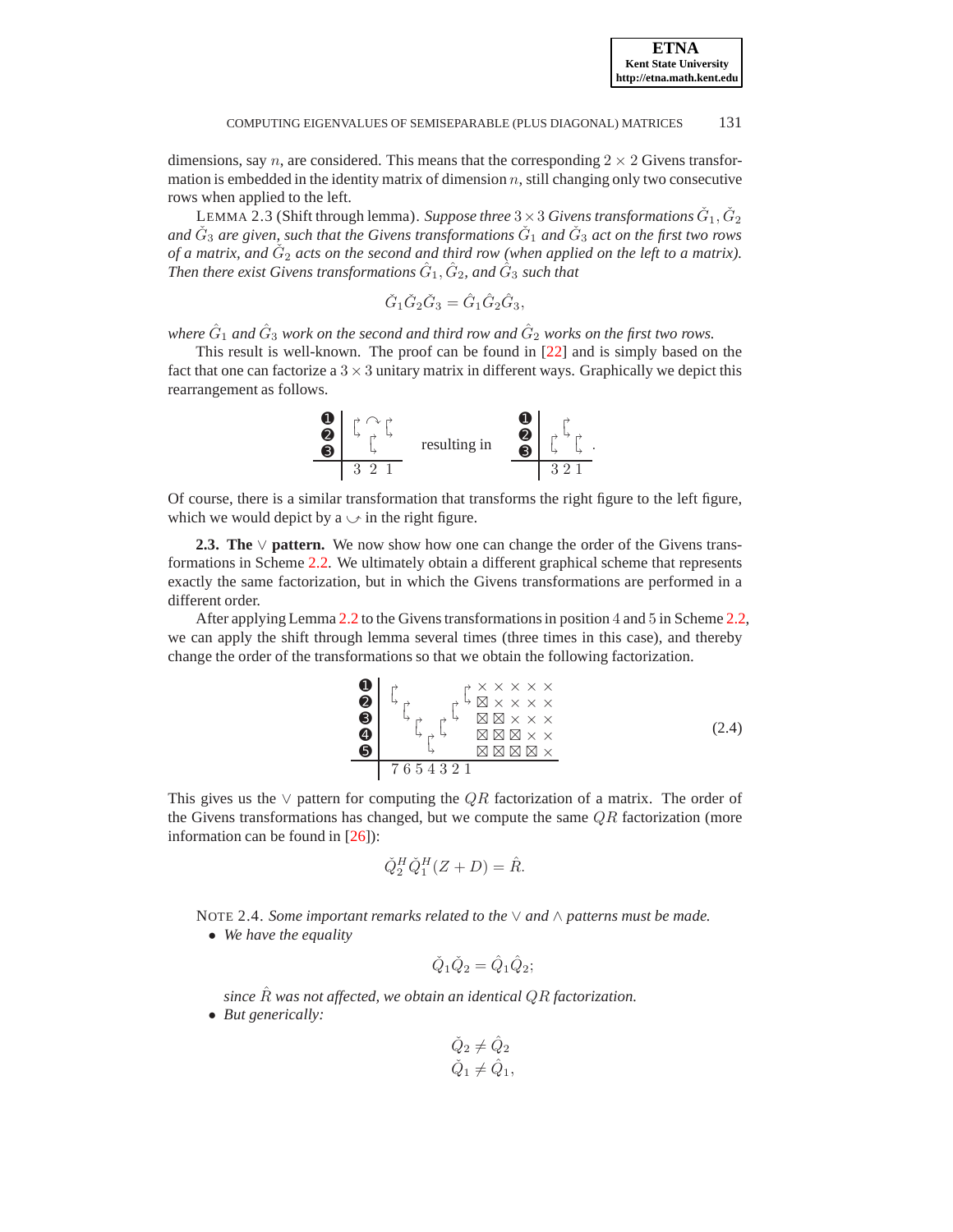dimensions, say $n$, are considered. This means that the corresponding $2 \times 2$ Givens transformation is embedded in the identity matrix of dimension $n$, still changing only two consecutive rows when applied to the left.

LEMMA 2.3 (Shift through lemma). *Suppose three $3 \times 3$ Givens transformations $\check{G}_1, \check{G}_2$ and $\check{G}_3$ are given, such that the Givens transformations $\check{G}_1$ and $\check{G}_3$ act on the first two rows of a matrix, and $\check{G}_2$ acts on the second and third row (when applied on the left to a matrix). Then there exist Givens transformations $\hat{G}_1, \hat{G}_2$, and $\hat{G}_3$ such that*

$$\check{G}_1 \check{G}_2 \check{G}_3 = \hat{G}_1 \hat{G}_2 \hat{G}_3,$$

*where $\hat{G}_1$ and $\hat{G}_3$ work on the second and third row and $\hat{G}_2$ works on the first two rows.*

This result is well-known. The proof can be found in [22] and is simply based on the fact that one can factorize a $3 \times 3$ unitary matrix in different ways. Graphically we depict this rearrangement as follows.

```
❶ | ⤷ ⌒ ⤷                  ❶ |   ⤷
❷ |   ⤷       resulting in ❷ | ⤷   ⤷
❸ |                        ❸ |
  | 3 2 1                    | 3 2 1
```

Of course, there is a similar transformation that transforms the right figure to the left figure, which we would depict by a $\smile$ in the right figure.

**2.3. The $\vee$ pattern.** We now show how one can change the order of the Givens transformations in Scheme 2.2. We ultimately obtain a different graphical scheme that represents exactly the same factorization, but in which the Givens transformations are performed in a different order.

After applying Lemma 2.2 to the Givens transformations in position 4 and 5 in Scheme 2.2, we can apply the shift through lemma several times (three times in this case), and thereby change the order of the transformations so that we obtain the following factorization.

```
❶ | ⤷           ⤷ × × × × ×
❷ |   ⤷       ⤷   ⊠ × × × ×
❸ |     ⤷   ⤷     ⊠ ⊠ × × ×        (2.4)
❹ |       ⤷       ⊠ ⊠ ⊠ × ×
❺ |               ⊠ ⊠ ⊠ ⊠ ×
  | 7 6 5 4 3 2 1
```

This gives us the $\vee$ pattern for computing the $QR$ factorization of a matrix. The order of the Givens transformations has changed, but we compute the same $QR$ factorization (more information can be found in [26]):

$$\check{Q}_2^H \check{Q}_1^H (Z + D) = \hat{R}.$$

NOTE 2.4. *Some important remarks related to the $\vee$ and $\wedge$ patterns must be made.*

- *We have the equality*

$$\check{Q}_1 \check{Q}_2 = \hat{Q}_1 \hat{Q}_2;$$

*since $\hat{R}$ was not affected, we obtain an identical $QR$ factorization.*

- *But generically:*

$$\check{Q}_2 \neq \hat{Q}_2$$
$$\check{Q}_1 \neq \hat{Q}_1,$$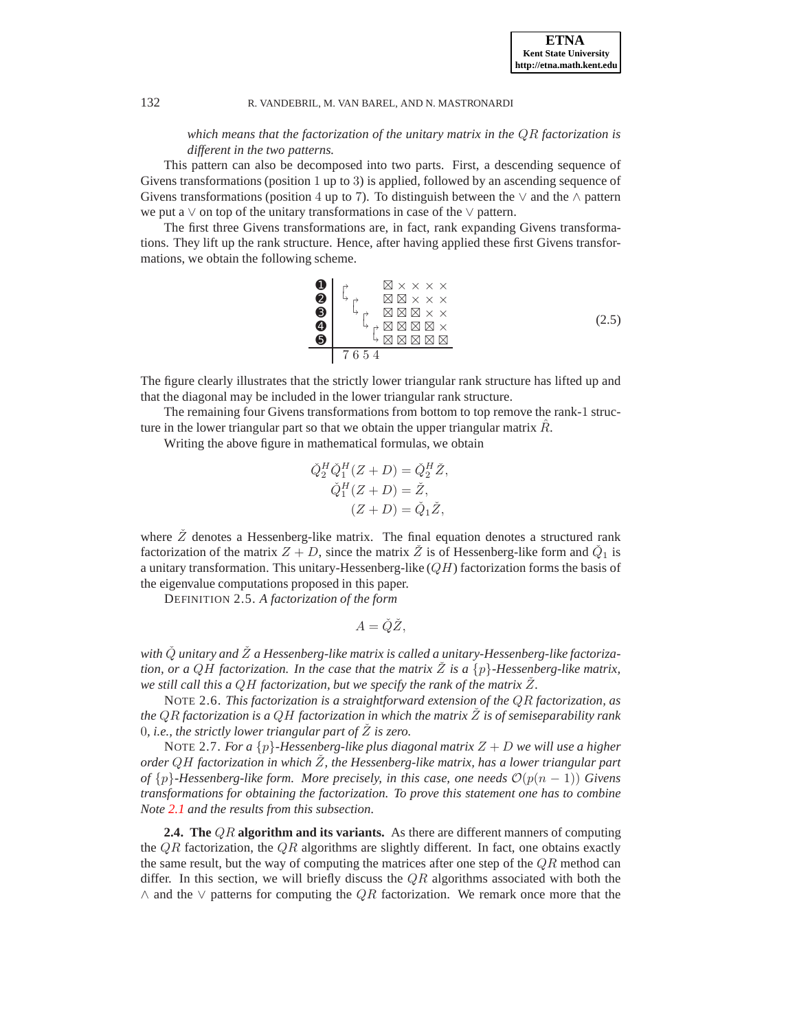*which means that the factorization of the unitary matrix in the $QR$ factorization is different in the two patterns.*

This pattern can also be decomposed into two parts. First, a descending sequence of Givens transformations (position 1 up to 3) is applied, followed by an ascending sequence of Givens transformations (position 4 up to 7). To distinguish between the $\vee$ and the $\wedge$ pattern we put a $\vee$ on top of the unitary transformations in case of the $\vee$ pattern.

The first three Givens transformations are, in fact, rank expanding Givens transformations. They lift up the rank structure. Hence, after having applied these first Givens transformations, we obtain the following scheme.

$$
\begin{array}{c|cccc c}
\textcircled{1} & \Gamma & & & & \boxtimes \times \times \times \times \\
\textcircled{2} & \llcorner & \Gamma & & & \boxtimes \boxtimes \times \times \times \\
\textcircled{3} & & \llcorner & \Gamma & & \boxtimes \boxtimes \boxtimes \times \times \\
\textcircled{4} & & & \llcorner & \Gamma & \boxtimes \boxtimes \boxtimes \boxtimes \times \\
\textcircled{5} & & & & \llcorner & \boxtimes \boxtimes \boxtimes \boxtimes \boxtimes \\
\hline
 & 7 & 6 & 5 & 4 &
\end{array}
\tag{2.5}
$$

The figure clearly illustrates that the strictly lower triangular rank structure has lifted up and that the diagonal may be included in the lower triangular rank structure.

The remaining four Givens transformations from bottom to top remove the rank-1 structure in the lower triangular part so that we obtain the upper triangular matrix $\hat{R}$.

Writing the above figure in mathematical formulas, we obtain

$$
\begin{aligned}
\check{Q}_2^H \check{Q}_1^H (Z + D) &= \check{Q}_2^H \check{Z}, \\
\check{Q}_1^H (Z + D) &= \check{Z}, \\
(Z + D) &= \check{Q}_1 \check{Z},
\end{aligned}
$$

where $\check{Z}$ denotes a Hessenberg-like matrix. The final equation denotes a structured rank factorization of the matrix $Z + D$, since the matrix $\check{Z}$ is of Hessenberg-like form and $\check{Q}_1$ is a unitary transformation. This unitary-Hessenberg-like ($QH$) factorization forms the basis of the eigenvalue computations proposed in this paper.

DEFINITION 2.5. *A factorization of the form*

$$
A = \check{Q}\check{Z},
$$

*with $\check{Q}$ unitary and $\check{Z}$ a Hessenberg-like matrix is called a unitary-Hessenberg-like factorization, or a $QH$ factorization. In the case that the matrix $\check{Z}$ is a $\{p\}$-Hessenberg-like matrix, we still call this a $QH$ factorization, but we specify the rank of the matrix $\check{Z}$.*

NOTE 2.6. *This factorization is a straightforward extension of the $QR$ factorization, as the $QR$ factorization is a $QH$ factorization in which the matrix $\check{Z}$ is of semiseparability rank 0, i.e., the strictly lower triangular part of $\check{Z}$ is zero.*

NOTE 2.7. *For a $\{p\}$-Hessenberg-like plus diagonal matrix $Z + D$ we will use a higher order $QH$ factorization in which $\check{Z}$, the Hessenberg-like matrix, has a lower triangular part of $\{p\}$-Hessenberg-like form. More precisely, in this case, one needs $\mathcal{O}(p(n-1))$ Givens transformations for obtaining the factorization. To prove this statement one has to combine Note 2.1 and the results from this subsection.*

**2.4. The $QR$ algorithm and its variants.** As there are different manners of computing the $QR$ factorization, the $QR$ algorithms are slightly different. In fact, one obtains exactly the same result, but the way of computing the matrices after one step of the $QR$ method can differ. In this section, we will briefly discuss the $QR$ algorithms associated with both the $\wedge$ and the $\vee$ patterns for computing the $QR$ factorization. We remark once more that the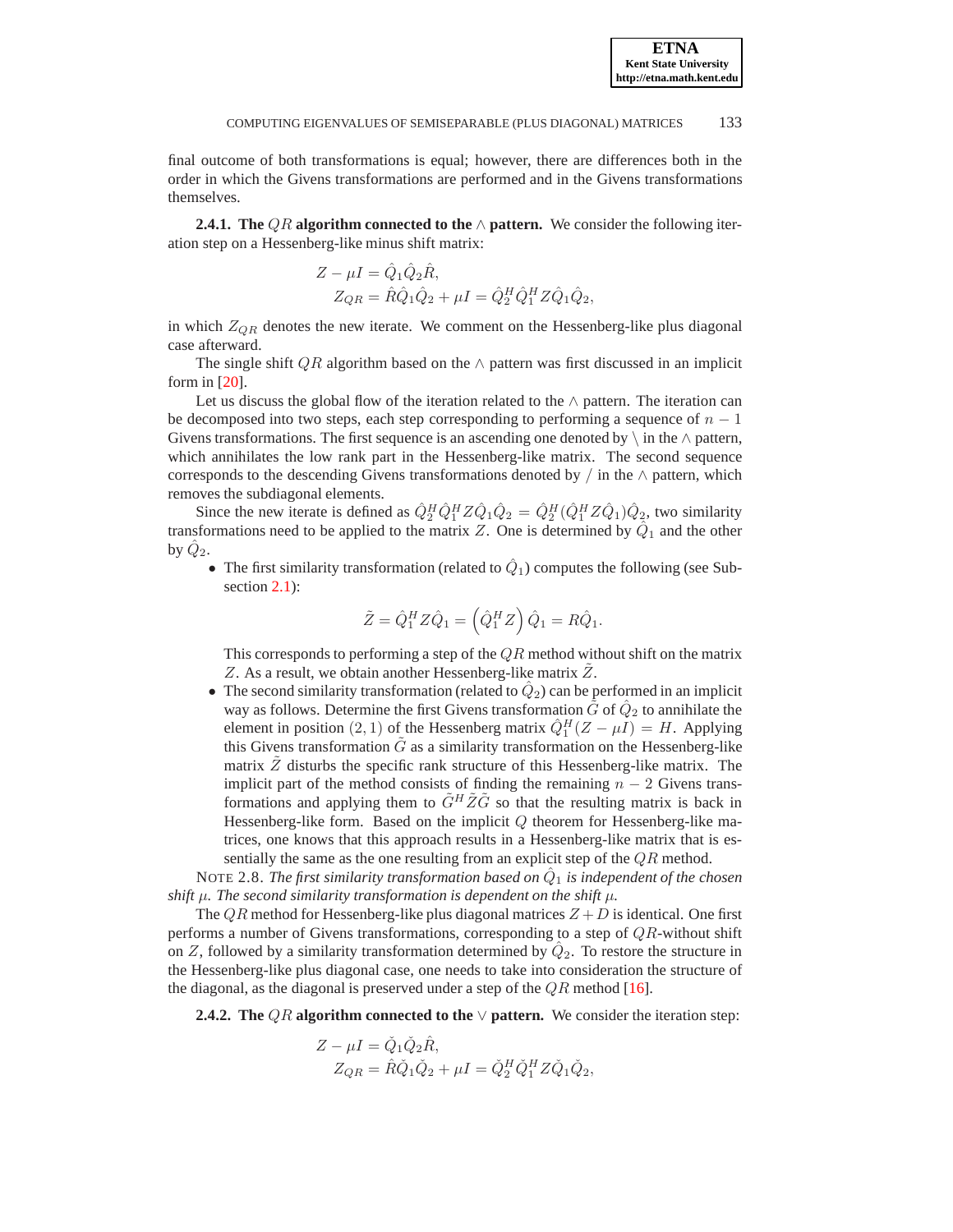final outcome of both transformations is equal; however, there are differences both in the order in which the Givens transformations are performed and in the Givens transformations themselves.

**2.4.1. The $QR$ algorithm connected to the $\wedge$ pattern.** We consider the following iteration step on a Hessenberg-like minus shift matrix:

$$
\begin{aligned}
Z - \mu I &= \hat{Q}_1 \hat{Q}_2 \hat{R}, \\
Z_{QR} &= \hat{R}\hat{Q}_1 \hat{Q}_2 + \mu I = \hat{Q}_2^H \hat{Q}_1^H Z \hat{Q}_1 \hat{Q}_2,
\end{aligned}
$$

in which $Z_{QR}$ denotes the new iterate. We comment on the Hessenberg-like plus diagonal case afterward.

The single shift $QR$ algorithm based on the $\wedge$ pattern was first discussed in an implicit form in [20].

Let us discuss the global flow of the iteration related to the $\wedge$ pattern. The iteration can be decomposed into two steps, each step corresponding to performing a sequence of $n-1$ Givens transformations. The first sequence is an ascending one denoted by $\backslash$ in the $\wedge$ pattern, which annihilates the low rank part in the Hessenberg-like matrix. The second sequence corresponds to the descending Givens transformations denoted by $/$ in the $\wedge$ pattern, which removes the subdiagonal elements.

Since the new iterate is defined as $\hat{Q}_2^H \hat{Q}_1^H Z \hat{Q}_1 \hat{Q}_2 = \hat{Q}_2^H (\hat{Q}_1^H Z \hat{Q}_1) \hat{Q}_2$, two similarity transformations need to be applied to the matrix $Z$. One is determined by $\hat{Q}_1$ and the other by $\hat{Q}_2$.

- The first similarity transformation (related to $\hat{Q}_1$) computes the following (see Subsection 2.1):

$$
\tilde{Z} = \hat{Q}_1^H Z \hat{Q}_1 = \left(\hat{Q}_1^H Z\right) \hat{Q}_1 = R\hat{Q}_1.
$$

  This corresponds to performing a step of the $QR$ method without shift on the matrix $Z$. As a result, we obtain another Hessenberg-like matrix $\tilde{Z}$.
- The second similarity transformation (related to $\hat{Q}_2$) can be performed in an implicit way as follows. Determine the first Givens transformation $\tilde{G}$ of $\hat{Q}_2$ to annihilate the element in position $(2,1)$ of the Hessenberg matrix $\hat{Q}_1^H(Z - \mu I) = H$. Applying this Givens transformation $\tilde{G}$ as a similarity transformation on the Hessenberg-like matrix $\tilde{Z}$ disturbs the specific rank structure of this Hessenberg-like matrix. The implicit part of the method consists of finding the remaining $n-2$ Givens transformations and applying them to $\tilde{G}^H \tilde{Z} \tilde{G}$ so that the resulting matrix is back in Hessenberg-like form. Based on the implicit $Q$ theorem for Hessenberg-like matrices, one knows that this approach results in a Hessenberg-like matrix that is essentially the same as the one resulting from an explicit step of the $QR$ method.

NOTE 2.8. *The first similarity transformation based on $\hat{Q}_1$ is independent of the chosen shift $\mu$. The second similarity transformation is dependent on the shift $\mu$.*

The $QR$ method for Hessenberg-like plus diagonal matrices $Z + D$ is identical. One first performs a number of Givens transformations, corresponding to a step of $QR$-without shift on $Z$, followed by a similarity transformation determined by $\hat{Q}_2$. To restore the structure in the Hessenberg-like plus diagonal case, one needs to take into consideration the structure of the diagonal, as the diagonal is preserved under a step of the $QR$ method [16].

**2.4.2. The $QR$ algorithm connected to the $\vee$ pattern.** We consider the iteration step:

$$
\begin{aligned}
Z - \mu I &= \check{Q}_1 \check{Q}_2 \hat{R}, \\
Z_{QR} &= \hat{R}\check{Q}_1 \check{Q}_2 + \mu I = \check{Q}_2^H \check{Q}_1^H Z \check{Q}_1 \check{Q}_2,
\end{aligned}
$$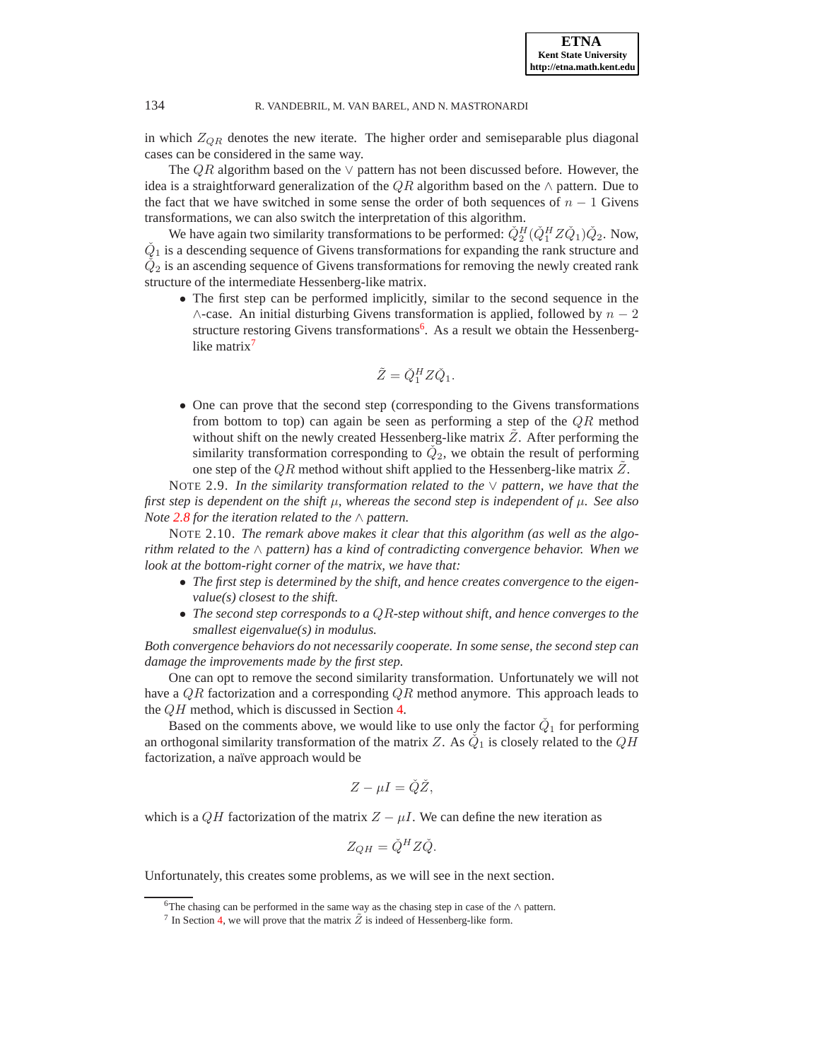in which $Z_{QR}$ denotes the new iterate. The higher order and semiseparable plus diagonal cases can be considered in the same way.

The $QR$ algorithm based on the $\vee$ pattern has not been discussed before. However, the idea is a straightforward generalization of the $QR$ algorithm based on the $\wedge$ pattern. Due to the fact that we have switched in some sense the order of both sequences of $n-1$ Givens transformations, we can also switch the interpretation of this algorithm.

We have again two similarity transformations to be performed: $\check{Q}_2^H(\check{Q}_1^H Z \check{Q}_1)\check{Q}_2$. Now, $\check{Q}_1$ is a descending sequence of Givens transformations for expanding the rank structure and $\check{Q}_2$ is an ascending sequence of Givens transformations for removing the newly created rank structure of the intermediate Hessenberg-like matrix.

- The first step can be performed implicitly, similar to the second sequence in the $\wedge$-case. An initial disturbing Givens transformation is applied, followed by $n-2$ structure restoring Givens transformations[6]. As a result we obtain the Hessenberg-like matrix[7]

$$\tilde{Z} = \check{Q}_1^H Z \check{Q}_1.$$

- One can prove that the second step (corresponding to the Givens transformations from bottom to top) can again be seen as performing a step of the $QR$ method without shift on the newly created Hessenberg-like matrix $\tilde{Z}$. After performing the similarity transformation corresponding to $\check{Q}_2$, we obtain the result of performing one step of the $QR$ method without shift applied to the Hessenberg-like matrix $\tilde{Z}$.

NOTE 2.9. *In the similarity transformation related to the $\vee$ pattern, we have that the first step is dependent on the shift $\mu$, whereas the second step is independent of $\mu$. See also Note 2.8 for the iteration related to the $\wedge$ pattern.*

NOTE 2.10. *The remark above makes it clear that this algorithm (as well as the algorithm related to the $\wedge$ pattern) has a kind of contradicting convergence behavior. When we look at the bottom-right corner of the matrix, we have that:*

- *The first step is determined by the shift, and hence creates convergence to the eigenvalue(s) closest to the shift.*
- *The second step corresponds to a $QR$-step without shift, and hence converges to the smallest eigenvalue(s) in modulus.*

*Both convergence behaviors do not necessarily cooperate. In some sense, the second step can damage the improvements made by the first step.*

One can opt to remove the second similarity transformation. Unfortunately we will not have a $QR$ factorization and a corresponding $QR$ method anymore. This approach leads to the $QH$ method, which is discussed in Section 4.

Based on the comments above, we would like to use only the factor $\check{Q}_1$ for performing an orthogonal similarity transformation of the matrix $Z$. As $\check{Q}_1$ is closely related to the $QH$ factorization, a naïve approach would be

$$Z - \mu I = \check{Q}\check{Z},$$

which is a $QH$ factorization of the matrix $Z - \mu I$. We can define the new iteration as

$$Z_{QH} = \check{Q}^H Z \check{Q}.$$

Unfortunately, this creates some problems, as we will see in the next section.

---

[6] The chasing can be performed in the same way as the chasing step in case of the $\wedge$ pattern.

[7] In Section 4, we will prove that the matrix $\tilde{Z}$ is indeed of Hessenberg-like form.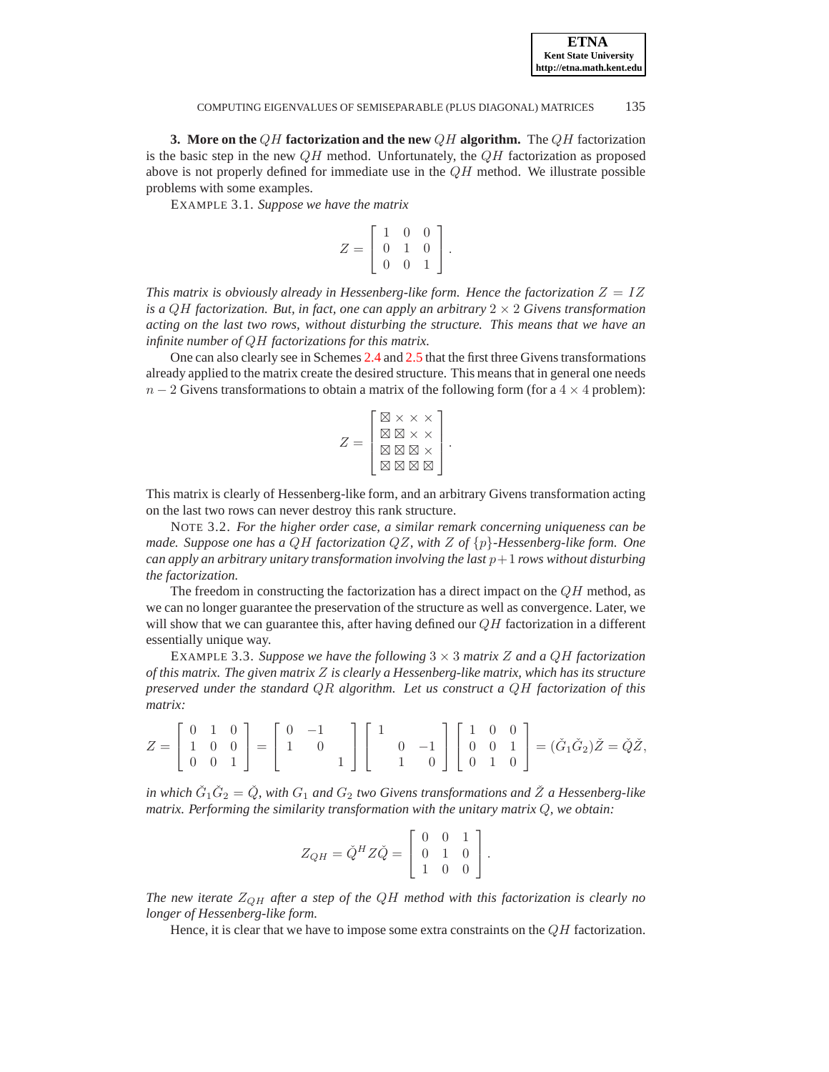## 3. More on the $QH$ factorization and the new $QH$ algorithm.

The $QH$ factorization is the basic step in the new $QH$ method. Unfortunately, the $QH$ factorization as proposed above is not properly defined for immediate use in the $QH$ method. We illustrate possible problems with some examples.

EXAMPLE 3.1. *Suppose we have the matrix*

$$Z = \begin{bmatrix} 1 & 0 & 0 \\ 0 & 1 & 0 \\ 0 & 0 & 1 \end{bmatrix}.$$

*This matrix is obviously already in Hessenberg-like form. Hence the factorization $Z = IZ$ is a $QH$ factorization. But, in fact, one can apply an arbitrary $2 \times 2$ Givens transformation acting on the last two rows, without disturbing the structure. This means that we have an infinite number of $QH$ factorizations for this matrix.*

One can also clearly see in Schemes 2.4 and 2.5 that the first three Givens transformations already applied to the matrix create the desired structure. This means that in general one needs $n-2$ Givens transformations to obtain a matrix of the following form (for a $4 \times 4$ problem):

$$Z = \begin{bmatrix} \boxtimes & \times & \times & \times \\ \boxtimes & \boxtimes & \times & \times \\ \boxtimes & \boxtimes & \boxtimes & \times \\ \boxtimes & \boxtimes & \boxtimes & \boxtimes \end{bmatrix}.$$

This matrix is clearly of Hessenberg-like form, and an arbitrary Givens transformation acting on the last two rows can never destroy this rank structure.

NOTE 3.2. *For the higher order case, a similar remark concerning uniqueness can be made. Suppose one has a $QH$ factorization $QZ$, with $Z$ of $\{p\}$-Hessenberg-like form. One can apply an arbitrary unitary transformation involving the last $p+1$ rows without disturbing the factorization.*

The freedom in constructing the factorization has a direct impact on the $QH$ method, as we can no longer guarantee the preservation of the structure as well as convergence. Later, we will show that we can guarantee this, after having defined our $QH$ factorization in a different essentially unique way.

EXAMPLE 3.3. *Suppose we have the following $3 \times 3$ matrix $Z$ and a $QH$ factorization of this matrix. The given matrix $Z$ is clearly a Hessenberg-like matrix, which has its structure preserved under the standard $QR$ algorithm. Let us construct a $QH$ factorization of this matrix:*

$$Z = \begin{bmatrix} 0 & 1 & 0 \\ 1 & 0 & 0 \\ 0 & 0 & 1 \end{bmatrix} = \begin{bmatrix} 0 & -1 & \\ 1 & 0 & \\ & & 1 \end{bmatrix} \begin{bmatrix} 1 & & \\ & 0 & -1 \\ & 1 & 0 \end{bmatrix} \begin{bmatrix} 1 & 0 & 0 \\ 0 & 0 & 1 \\ 0 & 1 & 0 \end{bmatrix} = (\check{G}_1 \check{G}_2)\check{Z} = \check{Q}\check{Z},$$

*in which $\check{G}_1 \check{G}_2 = \check{Q}$, with $G_1$ and $G_2$ two Givens transformations and $\check{Z}$ a Hessenberg-like matrix. Performing the similarity transformation with the unitary matrix $Q$, we obtain:*

$$Z_{QH} = \check{Q}^H Z \check{Q} = \begin{bmatrix} 0 & 0 & 1 \\ 0 & 1 & 0 \\ 1 & 0 & 0 \end{bmatrix}.$$

*The new iterate $Z_{QH}$ after a step of the $QH$ method with this factorization is clearly no longer of Hessenberg-like form.*

Hence, it is clear that we have to impose some extra constraints on the $QH$ factorization.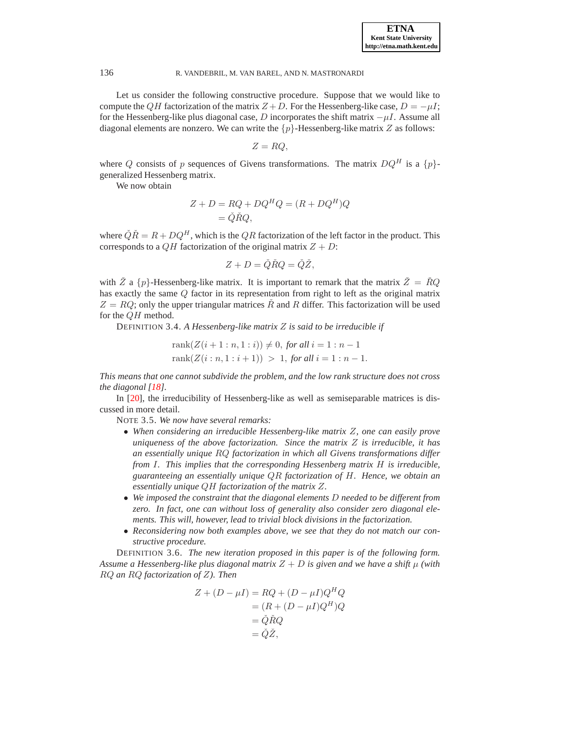Let us consider the following constructive procedure. Suppose that we would like to compute the $QH$ factorization of the matrix $Z + D$. For the Hessenberg-like case, $D = -\mu I$; for the Hessenberg-like plus diagonal case, $D$ incorporates the shift matrix $-\mu I$. Assume all diagonal elements are nonzero. We can write the $\{p\}$-Hessenberg-like matrix $Z$ as follows:

$$Z = RQ,$$

where $Q$ consists of $p$ sequences of Givens transformations. The matrix $DQ^H$ is a $\{p\}$-generalized Hessenberg matrix.

We now obtain

$$\begin{aligned} Z + D &= RQ + DQ^H Q = (R + DQ^H)Q \\ &= \check{Q}\check{R}Q, \end{aligned}$$

where $\check{Q}\check{R} = R + DQ^H$, which is the $QR$ factorization of the left factor in the product. This corresponds to a $QH$ factorization of the original matrix $Z + D$:

$$Z + D = \check{Q}\check{R}Q = \check{Q}\check{Z},$$

with $\check{Z}$ a $\{p\}$-Hessenberg-like matrix. It is important to remark that the matrix $\check{Z} = \check{R}Q$ has exactly the same $Q$ factor in its representation from right to left as the original matrix $Z = RQ$; only the upper triangular matrices $\check{R}$ and $R$ differ. This factorization will be used for the $QH$ method.

DEFINITION 3.4. *A Hessenberg-like matrix $Z$ is said to be irreducible if*

$$\begin{aligned} &\operatorname{rank}(Z(i+1:n, 1:i)) \neq 0, \text{ for all } i = 1:n-1 \\ &\operatorname{rank}(Z(i:n, 1:i+1)) \;>\; 1, \text{ for all } i = 1:n-1. \end{aligned}$$

*This means that one cannot subdivide the problem, and the low rank structure does not cross the diagonal [18].*

In [20], the irreducibility of Hessenberg-like as well as semiseparable matrices is discussed in more detail.

NOTE 3.5. *We now have several remarks:*

- *When considering an irreducible Hessenberg-like matrix $Z$, one can easily prove uniqueness of the above factorization. Since the matrix $Z$ is irreducible, it has an essentially unique $RQ$ factorization in which all Givens transformations differ from $I$. This implies that the corresponding Hessenberg matrix $H$ is irreducible, guaranteeing an essentially unique $QR$ factorization of $H$. Hence, we obtain an essentially unique $QH$ factorization of the matrix $Z$.*
- *We imposed the constraint that the diagonal elements $D$ needed to be different from zero. In fact, one can without loss of generality also consider zero diagonal elements. This will, however, lead to trivial block divisions in the factorization.*
- *Reconsidering now both examples above, we see that they do not match our constructive procedure.*

DEFINITION 3.6. *The new iteration proposed in this paper is of the following form. Assume a Hessenberg-like plus diagonal matrix $Z + D$ is given and we have a shift $\mu$ (with $RQ$ an $RQ$ factorization of $Z$). Then*

$$\begin{aligned} Z + (D - \mu I) &= RQ + (D - \mu I)Q^H Q \\ &= (R + (D - \mu I)Q^H)Q \\ &= \check{Q}\check{R}Q \\ &= \check{Q}\check{Z}, \end{aligned}$$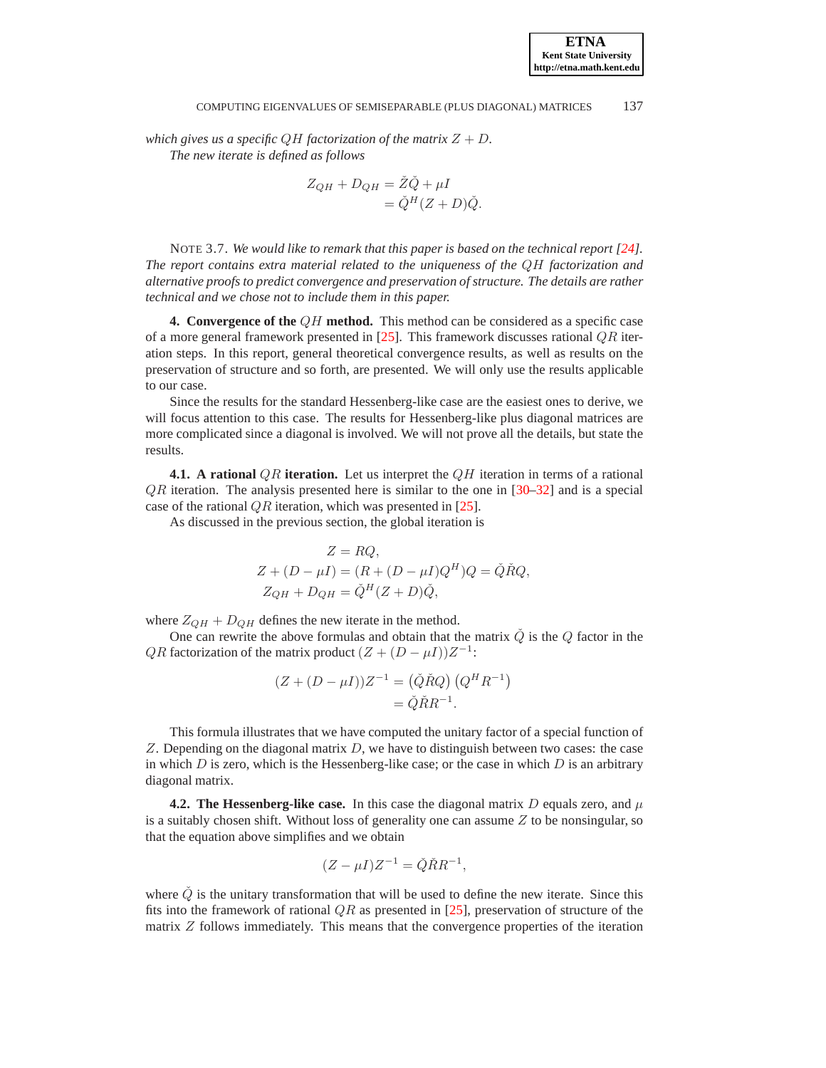*which gives us a specific $QH$ factorization of the matrix $Z + D$.*

*The new iterate is defined as follows*

$$\begin{aligned} Z_{QH} + D_{QH} &= \check{Z}\check{Q} + \mu I \\ &= \check{Q}^H (Z + D)\check{Q}. \end{aligned}$$

NOTE 3.7. *We would like to remark that this paper is based on the technical report [24]. The report contains extra material related to the uniqueness of the $QH$ factorization and alternative proofs to predict convergence and preservation of structure. The details are rather technical and we chose not to include them in this paper.*

## 4. Convergence of the $QH$ method.

This method can be considered as a specific case of a more general framework presented in [25]. This framework discusses rational $QR$ iteration steps. In this report, general theoretical convergence results, as well as results on the preservation of structure and so forth, are presented. We will only use the results applicable to our case.

Since the results for the standard Hessenberg-like case are the easiest ones to derive, we will focus attention to this case. The results for Hessenberg-like plus diagonal matrices are more complicated since a diagonal is involved. We will not prove all the details, but state the results.

### 4.1. A rational $QR$ iteration.

Let us interpret the $QH$ iteration in terms of a rational $QR$ iteration. The analysis presented here is similar to the one in [30–32] and is a special case of the rational $QR$ iteration, which was presented in [25].

As discussed in the previous section, the global iteration is

$$\begin{aligned} Z &= RQ, \\ Z + (D - \mu I) &= (R + (D - \mu I)Q^H)Q = \check{Q}\check{R}Q, \\ Z_{QH} + D_{QH} &= \check{Q}^H (Z + D)\check{Q}, \end{aligned}$$

where $Z_{QH} + D_{QH}$ defines the new iterate in the method.

One can rewrite the above formulas and obtain that the matrix $\check{Q}$ is the $Q$ factor in the $QR$ factorization of the matrix product $(Z + (D - \mu I))Z^{-1}$:

$$\begin{aligned} (Z + (D - \mu I))Z^{-1} &= \left(\check{Q}\check{R}Q\right)\left(Q^H R^{-1}\right) \\ &= \check{Q}\check{R}R^{-1}. \end{aligned}$$

This formula illustrates that we have computed the unitary factor of a special function of $Z$. Depending on the diagonal matrix $D$, we have to distinguish between two cases: the case in which $D$ is zero, which is the Hessenberg-like case; or the case in which $D$ is an arbitrary diagonal matrix.

### 4.2. The Hessenberg-like case.

In this case the diagonal matrix $D$ equals zero, and $\mu$ is a suitably chosen shift. Without loss of generality one can assume $Z$ to be nonsingular, so that the equation above simplifies and we obtain

$$(Z - \mu I)Z^{-1} = \check{Q}\check{R}R^{-1},$$

where $\check{Q}$ is the unitary transformation that will be used to define the new iterate. Since this fits into the framework of rational $QR$ as presented in [25], preservation of structure of the matrix $Z$ follows immediately. This means that the convergence properties of the iteration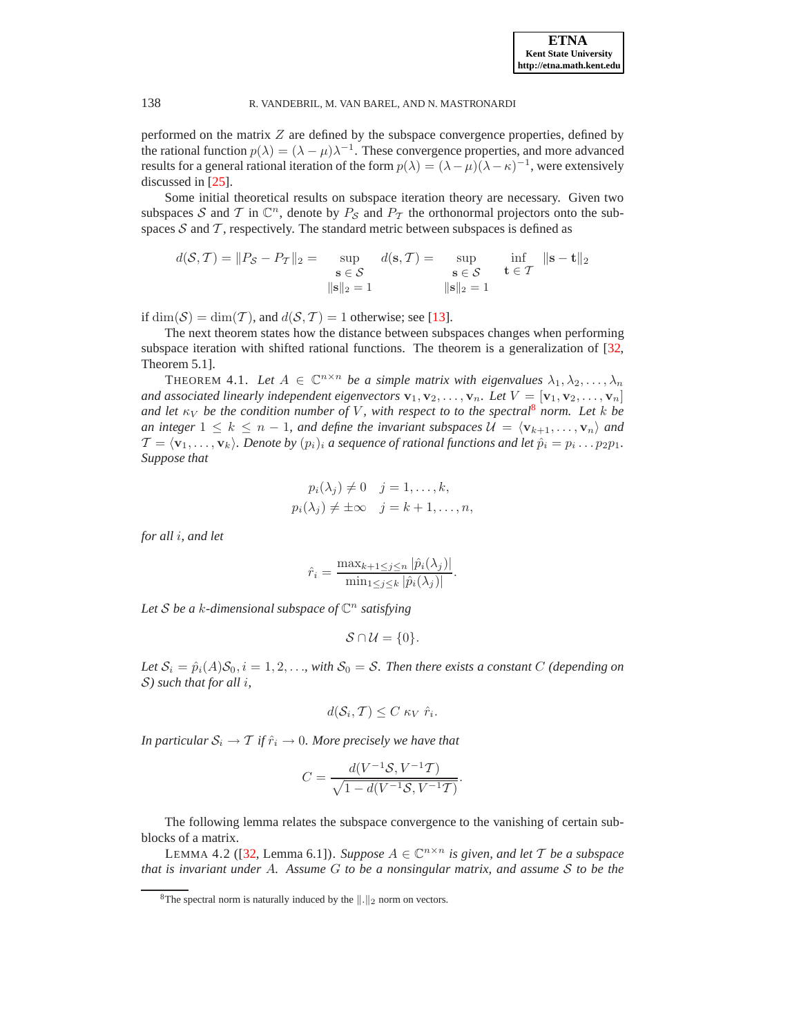performed on the matrix $Z$ are defined by the subspace convergence properties, defined by the rational function $p(\lambda) = (\lambda - \mu)\lambda^{-1}$. These convergence properties, and more advanced results for a general rational iteration of the form $p(\lambda) = (\lambda - \mu)(\lambda - \kappa)^{-1}$, were extensively discussed in [25].

Some initial theoretical results on subspace iteration theory are necessary. Given two subspaces $\mathcal{S}$ and $\mathcal{T}$ in $\mathbb{C}^n$, denote by $P_{\mathcal{S}}$ and $P_{\mathcal{T}}$ the orthonormal projectors onto the subspaces $\mathcal{S}$ and $\mathcal{T}$, respectively. The standard metric between subspaces is defined as

$$d(\mathcal{S}, \mathcal{T}) = \|P_{\mathcal{S}} - P_{\mathcal{T}}\|_2 = \sup_{\substack{\mathbf{s} \in \mathcal{S} \\ \|\mathbf{s}\|_2 = 1}} d(\mathbf{s}, \mathcal{T}) = \sup_{\substack{\mathbf{s} \in \mathcal{S} \\ \|\mathbf{s}\|_2 = 1}} \inf_{\mathbf{t} \in \mathcal{T}} \|\mathbf{s} - \mathbf{t}\|_2$$

if $\dim(\mathcal{S}) = \dim(\mathcal{T})$, and $d(\mathcal{S}, \mathcal{T}) = 1$ otherwise; see [13].

The next theorem states how the distance between subspaces changes when performing subspace iteration with shifted rational functions. The theorem is a generalization of [32, Theorem 5.1].

THEOREM 4.1. *Let $A \in \mathbb{C}^{n \times n}$ be a simple matrix with eigenvalues $\lambda_1, \lambda_2, \ldots, \lambda_n$ and associated linearly independent eigenvectors $\mathbf{v}_1, \mathbf{v}_2, \ldots, \mathbf{v}_n$. Let $V = [\mathbf{v}_1, \mathbf{v}_2, \ldots, \mathbf{v}_n]$ and let $\kappa_V$ be the condition number of $V$, with respect to the spectral[8] norm. Let $k$ be an integer $1 \leq k \leq n-1$, and define the invariant subspaces $\mathcal{U} = \langle \mathbf{v}_{k+1}, \ldots, \mathbf{v}_n \rangle$ and $\mathcal{T} = \langle \mathbf{v}_1, \ldots, \mathbf{v}_k \rangle$. Denote by $(p_i)_i$ a sequence of rational functions and let $\hat{p}_i = p_i \ldots p_2 p_1$. Suppose that*

$$\begin{aligned} p_i(\lambda_j) &\neq 0 \quad j = 1, \ldots, k, \\ p_i(\lambda_j) &\neq \pm\infty \quad j = k+1, \ldots, n, \end{aligned}$$

*for all $i$, and let*

$$\hat{r}_i = \frac{\max_{k+1 \leq j \leq n} |\hat{p}_i(\lambda_j)|}{\min_{1 \leq j \leq k} |\hat{p}_i(\lambda_j)|}.$$

*Let $\mathcal{S}$ be a $k$-dimensional subspace of $\mathbb{C}^n$ satisfying*

$$\mathcal{S} \cap \mathcal{U} = \{0\}.$$

*Let $\mathcal{S}_i = \hat{p}_i(A)\mathcal{S}_0, i = 1, 2, \ldots$, with $\mathcal{S}_0 = \mathcal{S}$. Then there exists a constant $C$ (depending on $\mathcal{S}$) such that for all $i$,*

$$d(\mathcal{S}_i, \mathcal{T}) \leq C\, \kappa_V\, \hat{r}_i.$$

*In particular $\mathcal{S}_i \to \mathcal{T}$ if $\hat{r}_i \to 0$. More precisely we have that*

$$C = \frac{d(V^{-1}\mathcal{S}, V^{-1}\mathcal{T})}{\sqrt{1 - d(V^{-1}\mathcal{S}, V^{-1}\mathcal{T})}}.$$

The following lemma relates the subspace convergence to the vanishing of certain subblocks of a matrix.

LEMMA 4.2 ([32, Lemma 6.1]). *Suppose $A \in \mathbb{C}^{n \times n}$ is given, and let $\mathcal{T}$ be a subspace that is invariant under $A$. Assume $G$ to be a nonsingular matrix, and assume $\mathcal{S}$ to be the*

[8] The spectral norm is naturally induced by the $\|.\|_2$ norm on vectors.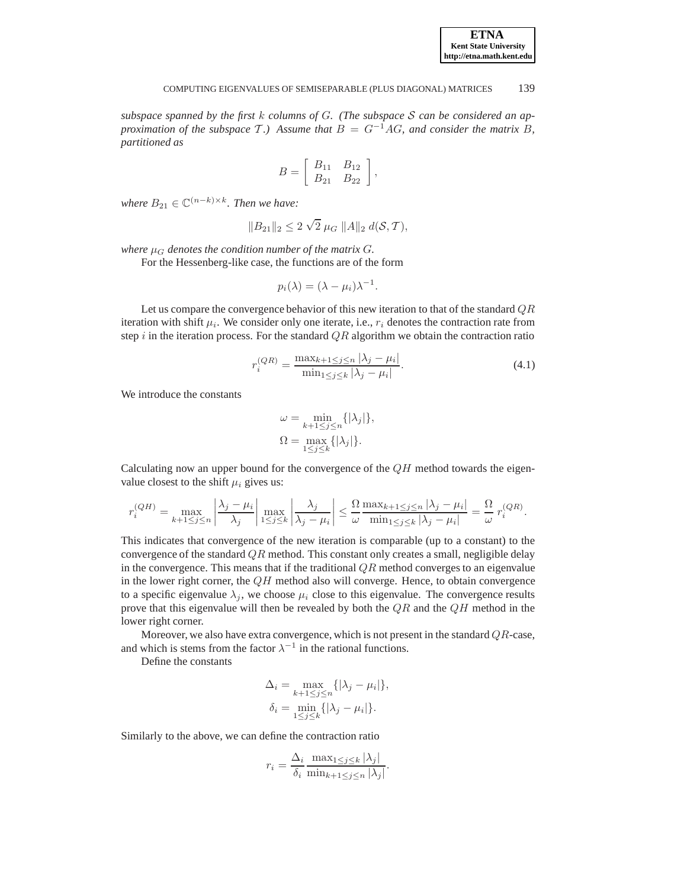*subspace spanned by the first $k$ columns of $G$. (The subspace $\mathcal{S}$ can be considered an approximation of the subspace $\mathcal{T}$.) Assume that $B = G^{-1}AG$, and consider the matrix $B$, partitioned as*

$$B = \begin{bmatrix} B_{11} & B_{12} \\ B_{21} & B_{22} \end{bmatrix},$$

*where $B_{21} \in \mathbb{C}^{(n-k)\times k}$. Then we have:*

$$\|B_{21}\|_2 \leq 2\,\sqrt{2}\,\mu_G\,\|A\|_2\,d(\mathcal{S},\mathcal{T}),$$

*where $\mu_G$ denotes the condition number of the matrix $G$.*

For the Hessenberg-like case, the functions are of the form

$$p_i(\lambda) = (\lambda - \mu_i)\lambda^{-1}.$$

Let us compare the convergence behavior of this new iteration to that of the standard $QR$ iteration with shift $\mu_i$. We consider only one iterate, i.e., $r_i$ denotes the contraction rate from step $i$ in the iteration process. For the standard $QR$ algorithm we obtain the contraction ratio

$$r_i^{(QR)} = \frac{\max_{k+1\leq j\leq n}|\lambda_j - \mu_i|}{\min_{1\leq j\leq k}|\lambda_j - \mu_i|}. \tag{4.1}$$

We introduce the constants

$$\omega = \min_{k+1\leq j\leq n}\{|\lambda_j|\},$$
$$\Omega = \max_{1\leq j\leq k}\{|\lambda_j|\}.$$

Calculating now an upper bound for the convergence of the $QH$ method towards the eigenvalue closest to the shift $\mu_i$ gives us:

$$r_i^{(QH)} = \max_{k+1\leq j\leq n}\left|\frac{\lambda_j - \mu_i}{\lambda_j}\right| \max_{1\leq j\leq k}\left|\frac{\lambda_j}{\lambda_j - \mu_i}\right| \leq \frac{\Omega}{\omega}\frac{\max_{k+1\leq j\leq n}|\lambda_j - \mu_i|}{\min_{1\leq j\leq k}|\lambda_j - \mu_i|} = \frac{\Omega}{\omega}\,r_i^{(QR)}.$$

This indicates that convergence of the new iteration is comparable (up to a constant) to the convergence of the standard $QR$ method. This constant only creates a small, negligible delay in the convergence. This means that if the traditional $QR$ method converges to an eigenvalue in the lower right corner, the $QH$ method also will converge. Hence, to obtain convergence to a specific eigenvalue $\lambda_j$, we choose $\mu_i$ close to this eigenvalue. The convergence results prove that this eigenvalue will then be revealed by both the $QR$ and the $QH$ method in the lower right corner.

Moreover, we also have extra convergence, which is not present in the standard $QR$-case, and which is stems from the factor $\lambda^{-1}$ in the rational functions.

Define the constants

$$\Delta_i = \max_{k+1\leq j\leq n}\{|\lambda_j - \mu_i|\},$$
$$\delta_i = \min_{1\leq j\leq k}\{|\lambda_j - \mu_i|\}.$$

Similarly to the above, we can define the contraction ratio

$$r_i = \frac{\Delta_i}{\delta_i}\frac{\max_{1\leq j\leq k}|\lambda_j|}{\min_{k+1\leq j\leq n}|\lambda_j|}.$$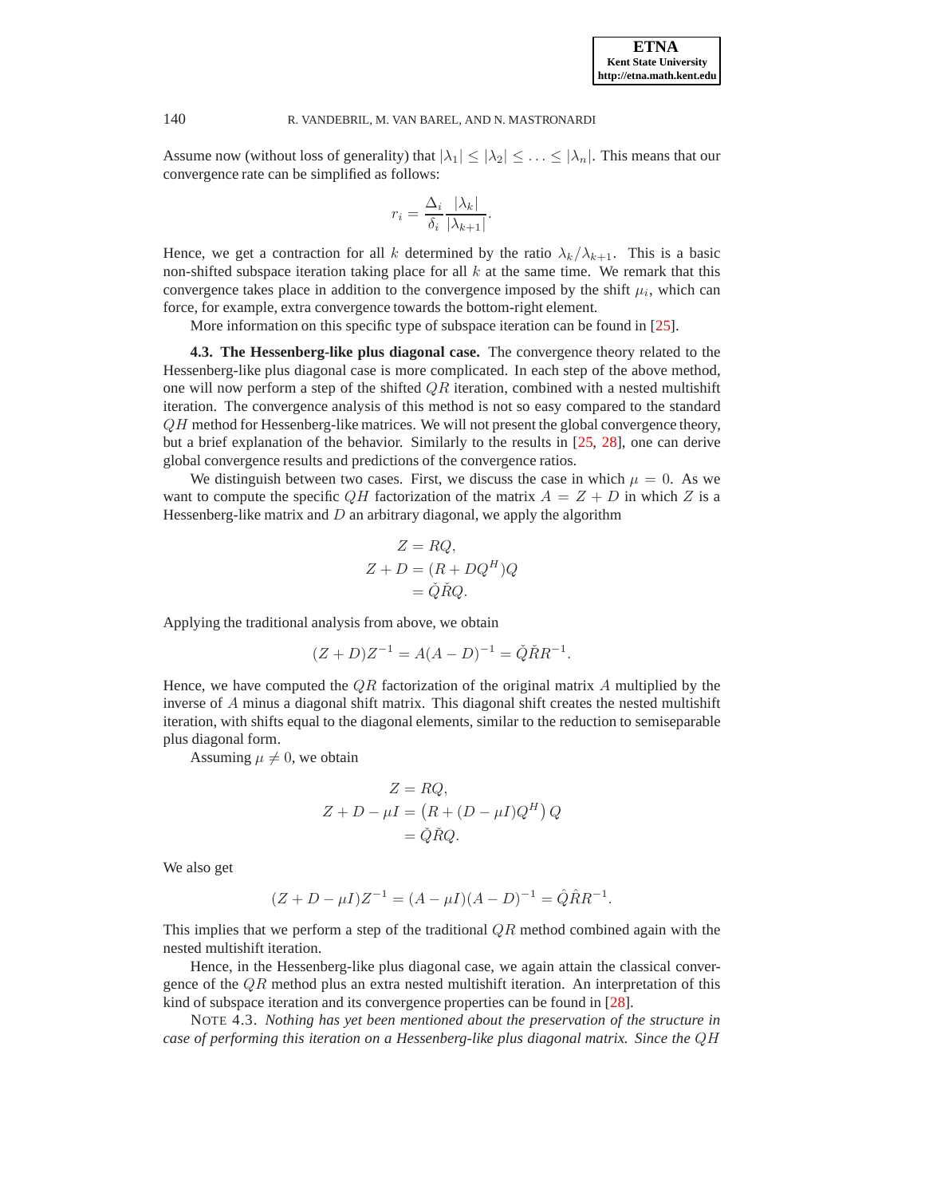Assume now (without loss of generality) that $|\lambda_1| \leq |\lambda_2| \leq \ldots \leq |\lambda_n|$. This means that our convergence rate can be simplified as follows:

$$r_i = \frac{\Delta_i}{\delta_i} \frac{|\lambda_k|}{|\lambda_{k+1}|}.$$

Hence, we get a contraction for all $k$ determined by the ratio $\lambda_k/\lambda_{k+1}$. This is a basic non-shifted subspace iteration taking place for all $k$ at the same time. We remark that this convergence takes place in addition to the convergence imposed by the shift $\mu_i$, which can force, for example, extra convergence towards the bottom-right element.

More information on this specific type of subspace iteration can be found in [25].

**4.3. The Hessenberg-like plus diagonal case.** The convergence theory related to the Hessenberg-like plus diagonal case is more complicated. In each step of the above method, one will now perform a step of the shifted $QR$ iteration, combined with a nested multishift iteration. The convergence analysis of this method is not so easy compared to the standard $QH$ method for Hessenberg-like matrices. We will not present the global convergence theory, but a brief explanation of the behavior. Similarly to the results in [25, 28], one can derive global convergence results and predictions of the convergence ratios.

We distinguish between two cases. First, we discuss the case in which $\mu = 0$. As we want to compute the specific $QH$ factorization of the matrix $A = Z + D$ in which $Z$ is a Hessenberg-like matrix and $D$ an arbitrary diagonal, we apply the algorithm

$$\begin{aligned} Z &= RQ, \\ Z + D &= (R + DQ^H)Q \\ &= \check{Q}\check{R}Q. \end{aligned}$$

Applying the traditional analysis from above, we obtain

$$(Z + D)Z^{-1} = A(A - D)^{-1} = \check{Q}\check{R}R^{-1}.$$

Hence, we have computed the $QR$ factorization of the original matrix $A$ multiplied by the inverse of $A$ minus a diagonal shift matrix. This diagonal shift creates the nested multishift iteration, with shifts equal to the diagonal elements, similar to the reduction to semiseparable plus diagonal form.

Assuming $\mu \neq 0$, we obtain

$$\begin{aligned} Z &= RQ, \\ Z + D - \mu I &= \left(R + (D - \mu I)Q^H\right)Q \\ &= \check{Q}\check{R}Q. \end{aligned}$$

We also get

$$(Z + D - \mu I)Z^{-1} = (A - \mu I)(A - D)^{-1} = \hat{Q}\hat{R}R^{-1}.$$

This implies that we perform a step of the traditional $QR$ method combined again with the nested multishift iteration.

Hence, in the Hessenberg-like plus diagonal case, we again attain the classical convergence of the $QR$ method plus an extra nested multishift iteration. An interpretation of this kind of subspace iteration and its convergence properties can be found in [28].

NOTE 4.3. *Nothing has yet been mentioned about the preservation of the structure in case of performing this iteration on a Hessenberg-like plus diagonal matrix. Since the $QH$*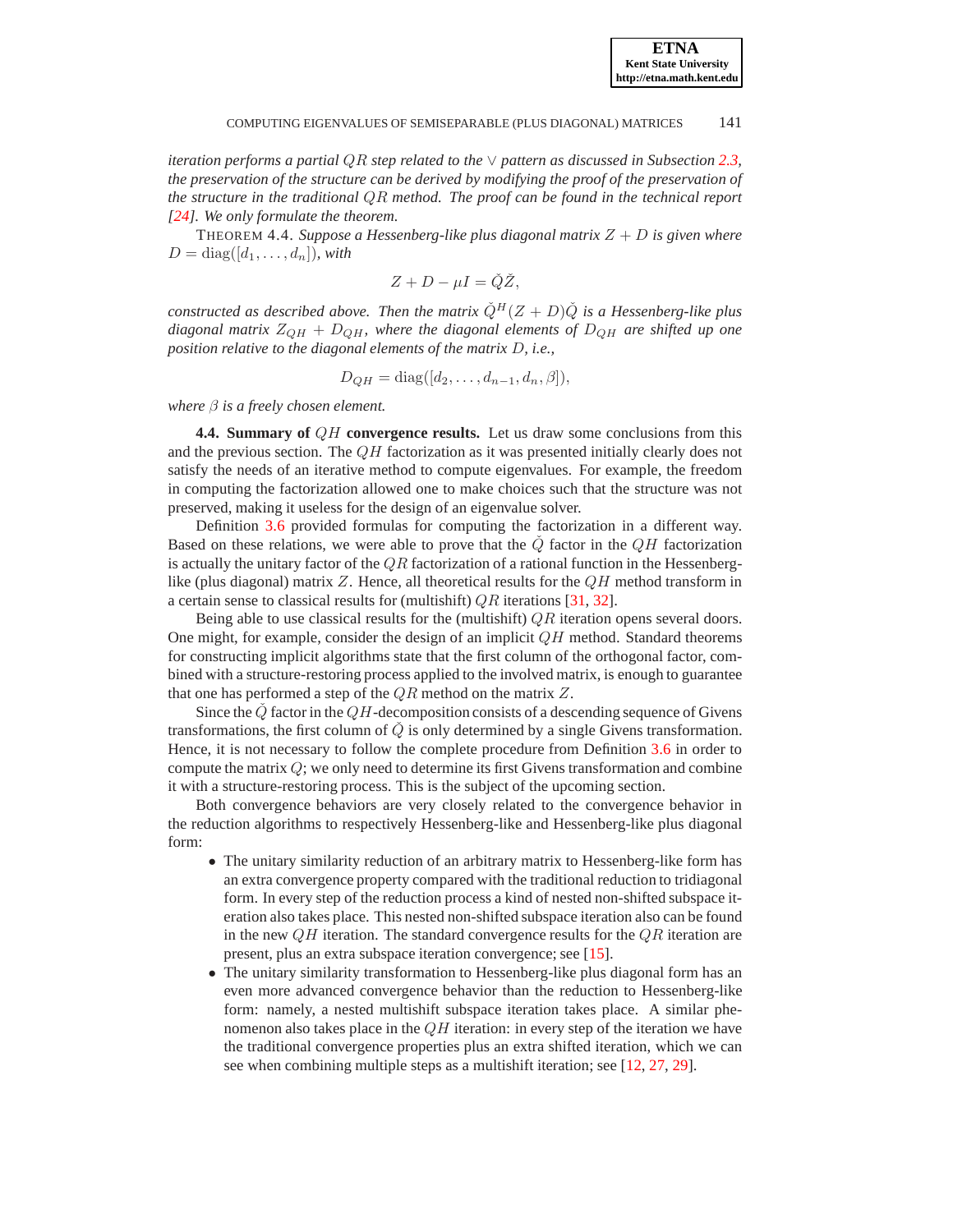*iteration performs a partial $QR$ step related to the $\vee$ pattern as discussed in Subsection 2.3, the preservation of the structure can be derived by modifying the proof of the preservation of the structure in the traditional $QR$ method. The proof can be found in the technical report [24]. We only formulate the theorem.*

THEOREM 4.4. *Suppose a Hessenberg-like plus diagonal matrix $Z + D$ is given where $D = \operatorname{diag}([d_1, \ldots, d_n])$, with*

$$Z + D - \mu I = \check{Q}\check{Z},$$

*constructed as described above. Then the matrix $\check{Q}^H(Z + D)\check{Q}$ is a Hessenberg-like plus diagonal matrix $Z_{QH} + D_{QH}$, where the diagonal elements of $D_{QH}$ are shifted up one position relative to the diagonal elements of the matrix $D$, i.e.,*

$$D_{QH} = \operatorname{diag}([d_2, \ldots, d_{n-1}, d_n, \beta]),$$

*where $\beta$ is a freely chosen element.*

**4.4. Summary of $QH$ convergence results.** Let us draw some conclusions from this and the previous section. The $QH$ factorization as it was presented initially clearly does not satisfy the needs of an iterative method to compute eigenvalues. For example, the freedom in computing the factorization allowed one to make choices such that the structure was not preserved, making it useless for the design of an eigenvalue solver.

Definition 3.6 provided formulas for computing the factorization in a different way. Based on these relations, we were able to prove that the $\check{Q}$ factor in the $QH$ factorization is actually the unitary factor of the $QR$ factorization of a rational function in the Hessenberg-like (plus diagonal) matrix $Z$. Hence, all theoretical results for the $QH$ method transform in a certain sense to classical results for (multishift) $QR$ iterations [31, 32].

Being able to use classical results for the (multishift) $QR$ iteration opens several doors. One might, for example, consider the design of an implicit $QH$ method. Standard theorems for constructing implicit algorithms state that the first column of the orthogonal factor, combined with a structure-restoring process applied to the involved matrix, is enough to guarantee that one has performed a step of the $QR$ method on the matrix $Z$.

Since the $\check{Q}$ factor in the $QH$-decomposition consists of a descending sequence of Givens transformations, the first column of $\check{Q}$ is only determined by a single Givens transformation. Hence, it is not necessary to follow the complete procedure from Definition 3.6 in order to compute the matrix $Q$; we only need to determine its first Givens transformation and combine it with a structure-restoring process. This is the subject of the upcoming section.

Both convergence behaviors are very closely related to the convergence behavior in the reduction algorithms to respectively Hessenberg-like and Hessenberg-like plus diagonal form:

- The unitary similarity reduction of an arbitrary matrix to Hessenberg-like form has an extra convergence property compared with the traditional reduction to tridiagonal form. In every step of the reduction process a kind of nested non-shifted subspace iteration also takes place. This nested non-shifted subspace iteration also can be found in the new $QH$ iteration. The standard convergence results for the $QR$ iteration are present, plus an extra subspace iteration convergence; see [15].
- The unitary similarity transformation to Hessenberg-like plus diagonal form has an even more advanced convergence behavior than the reduction to Hessenberg-like form: namely, a nested multishift subspace iteration takes place. A similar phenomenon also takes place in the $QH$ iteration: in every step of the iteration we have the traditional convergence properties plus an extra shifted iteration, which we can see when combining multiple steps as a multishift iteration; see [12, 27, 29].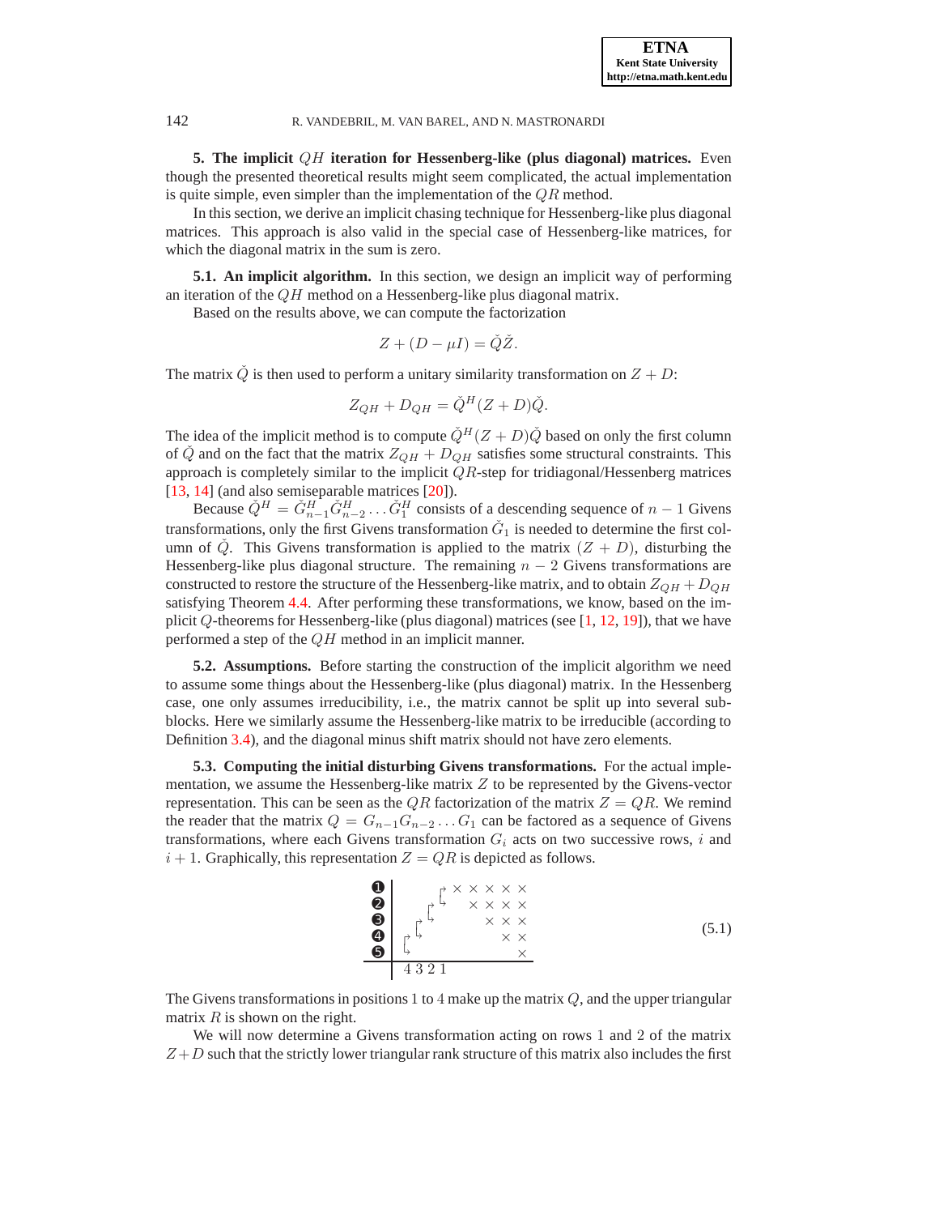**5. The implicit $QH$ iteration for Hessenberg-like (plus diagonal) matrices.** Even though the presented theoretical results might seem complicated, the actual implementation is quite simple, even simpler than the implementation of the $QR$ method.

In this section, we derive an implicit chasing technique for Hessenberg-like plus diagonal matrices. This approach is also valid in the special case of Hessenberg-like matrices, for which the diagonal matrix in the sum is zero.

**5.1. An implicit algorithm.** In this section, we design an implicit way of performing an iteration of the $QH$ method on a Hessenberg-like plus diagonal matrix.

Based on the results above, we can compute the factorization

$$Z + (D - \mu I) = \check{Q}\check{Z}.$$

The matrix $\check{Q}$ is then used to perform a unitary similarity transformation on $Z + D$:

$$Z_{QH} + D_{QH} = \check{Q}^H (Z + D)\check{Q}.$$

The idea of the implicit method is to compute $\check{Q}^H (Z + D)\check{Q}$ based on only the first column of $\check{Q}$ and on the fact that the matrix $Z_{QH} + D_{QH}$ satisfies some structural constraints. This approach is completely similar to the implicit $QR$-step for tridiagonal/Hessenberg matrices [13, 14] (and also semiseparable matrices [20]).

Because $\check{Q}^H = \check{G}_{n-1}^H \check{G}_{n-2}^H \ldots \check{G}_1^H$ consists of a descending sequence of $n-1$ Givens transformations, only the first Givens transformation $\check{G}_1$ is needed to determine the first column of $\check{Q}$. This Givens transformation is applied to the matrix $(Z + D)$, disturbing the Hessenberg-like plus diagonal structure. The remaining $n-2$ Givens transformations are constructed to restore the structure of the Hessenberg-like matrix, and to obtain $Z_{QH} + D_{QH}$ satisfying Theorem 4.4. After performing these transformations, we know, based on the implicit $Q$-theorems for Hessenberg-like (plus diagonal) matrices (see [1, 12, 19]), that we have performed a step of the $QH$ method in an implicit manner.

**5.2. Assumptions.** Before starting the construction of the implicit algorithm we need to assume some things about the Hessenberg-like (plus diagonal) matrix. In the Hessenberg case, one only assumes irreducibility, i.e., the matrix cannot be split up into several subblocks. Here we similarly assume the Hessenberg-like matrix to be irreducible (according to Definition 3.4), and the diagonal minus shift matrix should not have zero elements.

**5.3. Computing the initial disturbing Givens transformations.** For the actual implementation, we assume the Hessenberg-like matrix $Z$ to be represented by the Givens-vector representation. This can be seen as the $QR$ factorization of the matrix $Z = QR$. We remind the reader that the matrix $Q = G_{n-1}G_{n-2}\ldots G_1$ can be factored as a sequence of Givens transformations, where each Givens transformation $G_i$ acts on two successive rows, $i$ and $i+1$. Graphically, this representation $Z = QR$ is depicted as follows.

```
❶ |        ┌→ × × × × ×
❷ |      ┌→└→   × × × ×
❸ |    ┌→└→       × × ×
❹ |  ┌→└→           × ×
❺ |  └→               ×
  |  4 3 2 1
```
(5.1)

The Givens transformations in positions 1 to 4 make up the matrix $Q$, and the upper triangular matrix $R$ is shown on the right.

We will now determine a Givens transformation acting on rows 1 and 2 of the matrix $Z + D$ such that the strictly lower triangular rank structure of this matrix also includes the first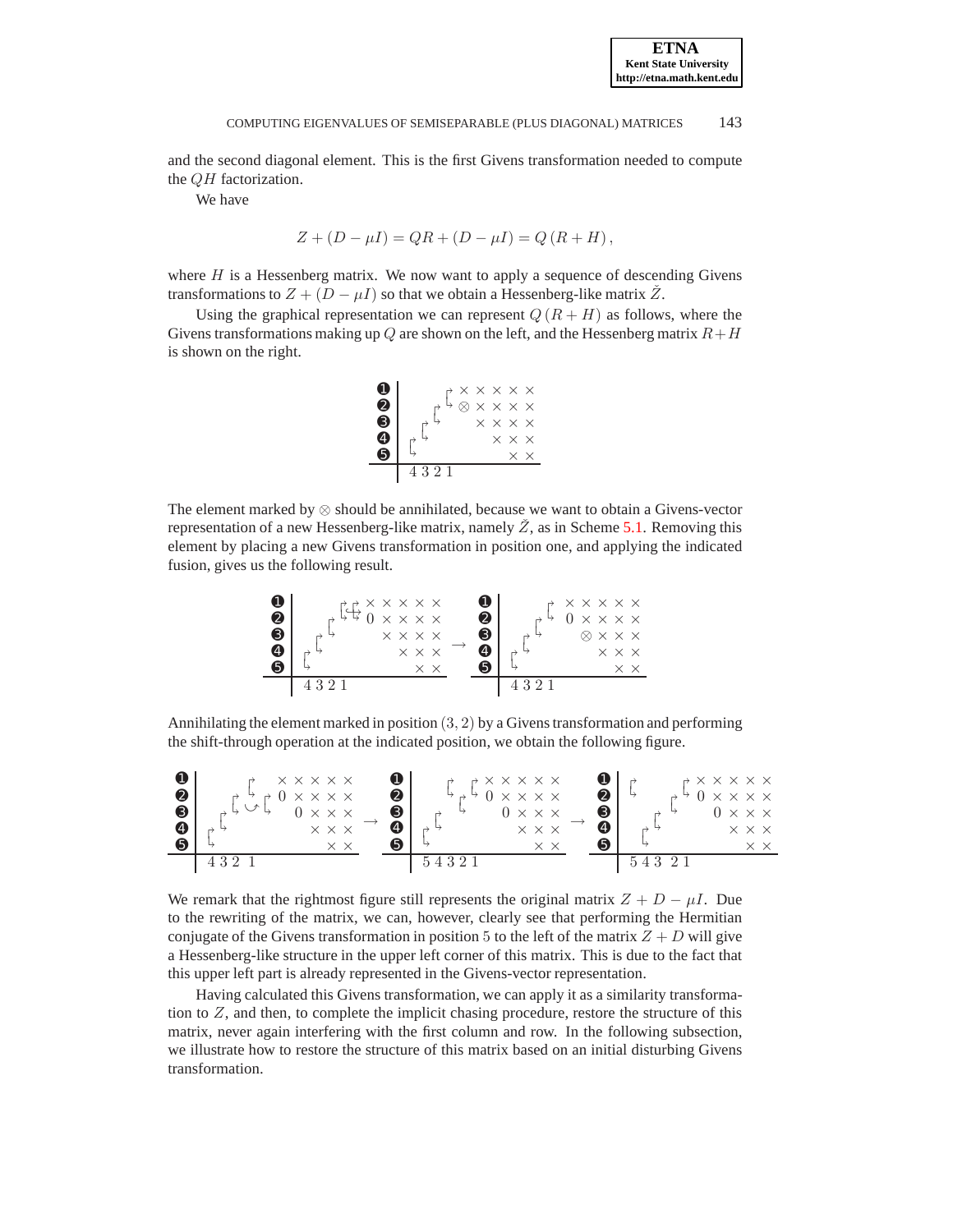and the second diagonal element. This is the first Givens transformation needed to compute the $QH$ factorization.

We have

$$Z + (D - \mu I) = QR + (D - \mu I) = Q\,(R + H)\,,$$

where $H$ is a Hessenberg matrix. We now want to apply a sequence of descending Givens transformations to $Z + (D - \mu I)$ so that we obtain a Hessenberg-like matrix $\check{Z}$.

Using the graphical representation we can represent $Q\,(R + H)$ as follows, where the Givens transformations making up $Q$ are shown on the left, and the Hessenberg matrix $R + H$ is shown on the right.

```
➊ |        ┌→ × × × × ×
➋ |      ┌→└→ ⊗ × × × ×
➌ |    ┌→└→     × × × ×
➍ |  ┌→└→         × × ×
➎ |  └→              × ×
  ---------------------
     4 3 2 1
```

The element marked by $\otimes$ should be annihilated, because we want to obtain a Givens-vector representation of a new Hessenberg-like matrix, namely $\check{Z}$, as in Scheme 5.1. Removing this element by placing a new Givens transformation in position one, and applying the indicated fusion, gives us the following result.

```
➊ |         ┌┌→ × × × × ×            ➊ |         ┌→ × × × × ×
➋ |       ┌→└└→ 0 × × × ×            ➋ |       ┌→└→ 0 × × × ×
➌ |     ┌→└→      × × × ×     →      ➌ |     ┌→└→     ⊗ × × ×
➍ |   ┌→└→          × × ×            ➍ |   ┌→└→          × × ×
➎ |   └→              × ×            ➎ |   └→              × ×
  ---------------------                ---------------------
     4 3 2 1                              4 3 2 1
```

Annihilating the element marked in position $(3, 2)$ by a Givens transformation and performing the shift-through operation at the indicated position, we obtain the following figure.

```
➊ |       ┌→    × × × × ×       ➊ |     ┌→ ┌→ × × × × ×       ➊ | ┌→        ┌→ × × × × ×
➋ |     ┌→└→ ┌→ 0 × × × ×       ➋ |   └→┌→└→ 0 × × × ×       ➋ | └→      ┌→└→ 0 × × × ×
➌ |   ┌→└→ ◡ └→   0 × × ×   →   ➌ |   ┌→└→     0 × × ×   →   ➌ |       ┌→└→     0 × × ×
➍ | ┌→└→            × × ×       ➍ | ┌→└→           × × ×       ➍ |     ┌→└→          × × ×
➎ | └→                × ×       ➎ | └→                × ×       ➎ |     └→              × ×
  ---------------------           ---------------------           ---------------------
    4 3 2  1                        5 4 3 2 1                       5 4 3  2 1
```

We remark that the rightmost figure still represents the original matrix $Z + D - \mu I$. Due to the rewriting of the matrix, we can, however, clearly see that performing the Hermitian conjugate of the Givens transformation in position 5 to the left of the matrix $Z + D$ will give a Hessenberg-like structure in the upper left corner of this matrix. This is due to the fact that this upper left part is already represented in the Givens-vector representation.

Having calculated this Givens transformation, we can apply it as a similarity transformation to $Z$, and then, to complete the implicit chasing procedure, restore the structure of this matrix, never again interfering with the first column and row. In the following subsection, we illustrate how to restore the structure of this matrix based on an initial disturbing Givens transformation.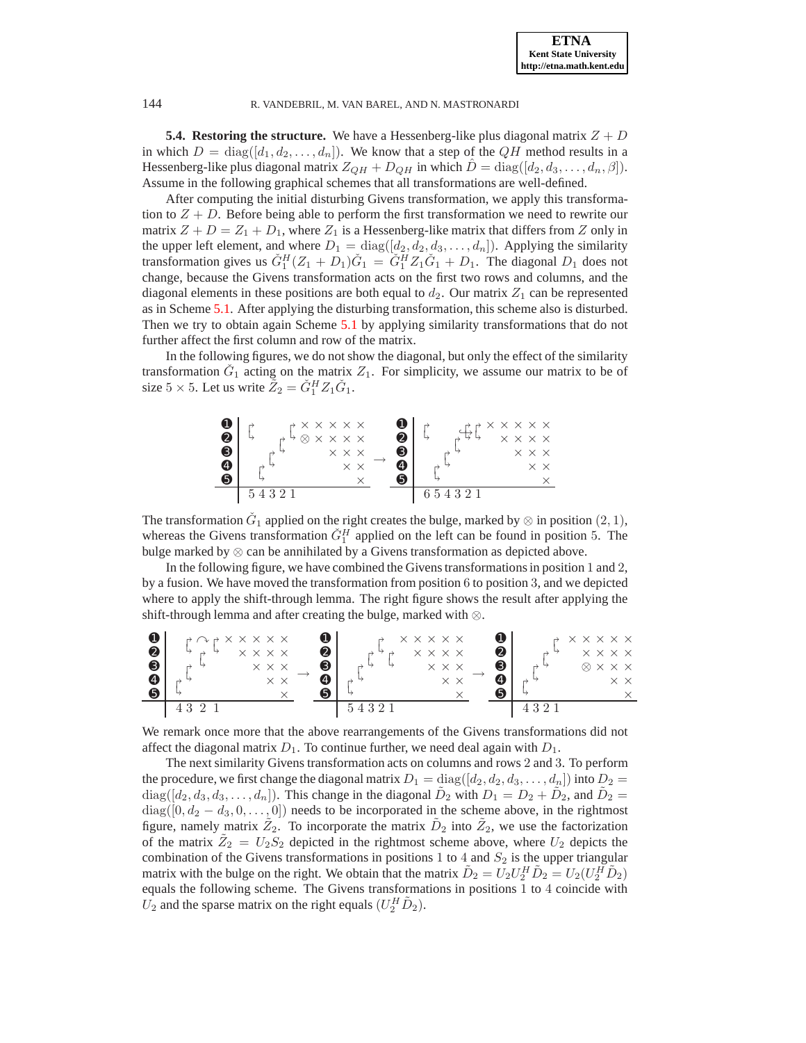**5.4. Restoring the structure.** We have a Hessenberg-like plus diagonal matrix $Z + D$ in which $D = \mathrm{diag}([d_1, d_2, \ldots, d_n])$. We know that a step of the $QH$ method results in a Hessenberg-like plus diagonal matrix $Z_{QH} + D_{QH}$ in which $\hat{D} = \mathrm{diag}([d_2, d_3, \ldots, d_n, \beta])$. Assume in the following graphical schemes that all transformations are well-defined.

After computing the initial disturbing Givens transformation, we apply this transformation to $Z + D$. Before being able to perform the first transformation we need to rewrite our matrix $Z + D = Z_1 + D_1$, where $Z_1$ is a Hessenberg-like matrix that differs from $Z$ only in the upper left element, and where $D_1 = \mathrm{diag}([d_2, d_2, d_3, \ldots, d_n])$. Applying the similarity transformation gives us $\check{G}_1^H (Z_1 + D_1) \check{G}_1 = \check{G}_1^H Z_1 \check{G}_1 + D_1$. The diagonal $D_1$ does not change, because the Givens transformation acts on the first two rows and columns, and the diagonal elements in these positions are both equal to $d_2$. Our matrix $Z_1$ can be represented as in Scheme 5.1. After applying the disturbing transformation, this scheme also is disturbed. Then we try to obtain again Scheme 5.1 by applying similarity transformations that do not further affect the first column and row of the matrix.

In the following figures, we do not show the diagonal, but only the effect of the similarity transformation $\check{G}_1$ acting on the matrix $Z_1$. For simplicity, we assume our matrix to be of size $5 \times 5$. Let us write $\tilde{Z}_2 = \check{G}_1^H Z_1 \check{G}_1$.

```
➊ | ↱           ↱ × × × × ×        ➊ | ↱         ↱↱↱ × × × × ×
➋ | ↳         ↱ ↳ ⊗ × × × ×        ➋ | ↳       ↱ ↳↳    × × × ×
➌ |         ↱ ↳       × × ×   →    ➌ |       ↱ ↳         × × ×
➍ |       ↱ ↳           × ×        ➍ |     ↱ ↳             × ×
➎ |       ↳               ×        ➎ |     ↳                 ×
  |  5 4 3 2 1                       |  6 5 4 3 2 1
```

The transformation $\check{G}_1$ applied on the right creates the bulge, marked by $\otimes$ in position $(2, 1)$, whereas the Givens transformation $\check{G}_1^H$ applied on the left can be found in position 5. The bulge marked by $\otimes$ can be annihilated by a Givens transformation as depicted above.

In the following figure, we have combined the Givens transformations in position 1 and 2, by a fusion. We have moved the transformation from position 6 to position 3, and we depicted where to apply the shift-through lemma. The right figure shows the result after applying the shift-through lemma and after creating the bulge, marked with $\otimes$.

```
➊ |     ↱ ↷ ↱ × × × × ×      ➊ |       ↱   × × × × ×      ➊ |       ↱ × × × × ×
➋ |     ↳ ↱ ↳   × × × ×      ➋ |     ↱ ↳ ↱   × × × ×      ➋ |     ↱ ↳   × × × ×
➌ |   ↱ ↳         × × ×  →   ➌ |   ↱ ↳   ↳     × × ×  →   ➌ |   ↱ ↳     ⊗ × × ×
➍ | ↱ ↳             × ×      ➍ | ↱ ↳             × ×      ➍ | ↱ ↳           × ×
➎ | ↳                 ×      ➎ | ↳                 ×      ➎ | ↳               ×
  | 4 3 2 1                    | 5 4 3 2 1                  | 4 3 2 1
```

We remark once more that the above rearrangements of the Givens transformations did not affect the diagonal matrix $D_1$. To continue further, we need deal again with $D_1$.

The next similarity Givens transformation acts on columns and rows 2 and 3. To perform the procedure, we first change the diagonal matrix $D_1 = \mathrm{diag}([d_2, d_2, d_3, \ldots, d_n])$ into $D_2 = \mathrm{diag}([d_2, d_3, d_3, \ldots, d_n])$. This change in the diagonal $\tilde{D}_2$ with $D_1 = D_2 + \tilde{D}_2$, and $\tilde{D}_2 = \mathrm{diag}([0, d_2 - d_3, 0, \ldots, 0])$ needs to be incorporated in the scheme above, in the rightmost figure, namely matrix $\tilde{Z}_2$. To incorporate the matrix $\tilde{D}_2$ into $\tilde{Z}_2$, we use the factorization of the matrix $\tilde{Z}_2 = U_2 S_2$ depicted in the rightmost scheme above, where $U_2$ depicts the combination of the Givens transformations in positions 1 to 4 and $S_2$ is the upper triangular matrix with the bulge on the right. We obtain that the matrix $\tilde{D}_2 = U_2 U_2^H \tilde{D}_2 = U_2 (U_2^H \tilde{D}_2)$ equals the following scheme. The Givens transformations in positions 1 to 4 coincide with $U_2$ and the sparse matrix on the right equals $(U_2^H \tilde{D}_2)$.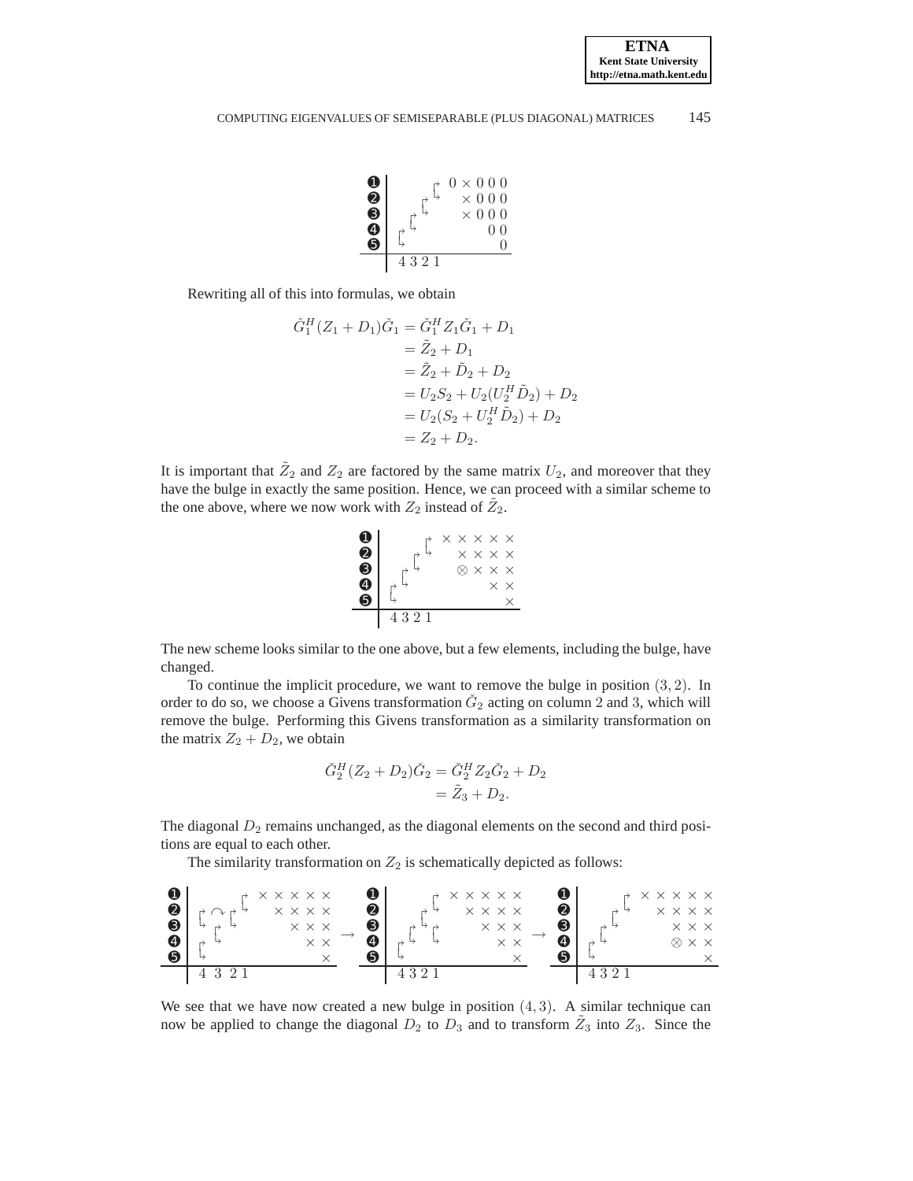$$
\begin{array}{c|l}
❶ & \quad\quad\quad\quad 0 \times 0\,0\,0 \\
❷ & \quad\quad\quad\quad\;\; \times 0\,0\,0 \\
❸ & \quad\quad\quad\quad\;\; \times 0\,0\,0 \\
❹ & \quad\quad\quad\quad\quad\;\; 0\,0 \\
❺ & \quad\quad\quad\quad\quad\quad\; 0 \\
\hline
 & 4\;3\;2\;1
\end{array}
$$

Rewriting all of this into formulas, we obtain

$$
\begin{aligned}
\check{G}_1^H(Z_1 + D_1)\check{G}_1 &= \check{G}_1^H Z_1 \check{G}_1 + D_1 \\
&= \tilde{Z}_2 + D_1 \\
&= \tilde{Z}_2 + \tilde{D}_2 + D_2 \\
&= U_2 S_2 + U_2(U_2^H \tilde{D}_2) + D_2 \\
&= U_2(S_2 + U_2^H \tilde{D}_2) + D_2 \\
&= Z_2 + D_2.
\end{aligned}
$$

It is important that $\tilde{Z}_2$ and $Z_2$ are factored by the same matrix $U_2$, and moreover that they have the bulge in exactly the same position. Hence, we can proceed with a similar scheme to the one above, where we now work with $Z_2$ instead of $\tilde{Z}_2$.

$$
\begin{array}{c|l}
❶ & \quad\quad\quad\quad \times \times \times \times \times \\
❷ & \quad\quad\quad\quad\;\; \times \times \times \times \\
❸ & \quad\quad\quad\quad\;\; \otimes \times \times \times \\
❹ & \quad\quad\quad\quad\quad\quad\;\; \times \times \\
❺ & \quad\quad\quad\quad\quad\quad\quad\; \times \\
\hline
 & 4\;3\;2\;1
\end{array}
$$

The new scheme looks similar to the one above, but a few elements, including the bulge, have changed.

To continue the implicit procedure, we want to remove the bulge in position $(3, 2)$. In order to do so, we choose a Givens transformation $\check{G}_2$ acting on column 2 and 3, which will remove the bulge. Performing this Givens transformation as a similarity transformation on the matrix $Z_2 + D_2$, we obtain

$$
\begin{aligned}
\check{G}_2^H(Z_2 + D_2)\check{G}_2 &= \check{G}_2^H Z_2 \check{G}_2 + D_2 \\
&= \tilde{Z}_3 + D_2.
\end{aligned}
$$

The diagonal $D_2$ remains unchanged, as the diagonal elements on the second and third positions are equal to each other.

The similarity transformation on $Z_2$ is schematically depicted as follows:

$$
\begin{array}{c|l}
❶ & \quad\quad\quad \times \times \times \times \times \\
❷ & \quad\quad\quad\;\; \times \times \times \times \\
❸ & \quad\quad\quad\quad\;\; \times \times \times \\
❹ & \quad\quad\quad\quad\quad\; \times \times \\
❺ & \quad\quad\quad\quad\quad\quad \times \\
\hline
 & 4\;3\;2\;1
\end{array}
\rightarrow
\begin{array}{c|l}
❶ & \quad\quad\quad \times \times \times \times \times \\
❷ & \quad\quad\quad\;\; \times \times \times \times \\
❸ & \quad\quad\quad\quad\;\; \times \times \times \\
❹ & \quad\quad\quad\quad\quad\; \times \times \\
❺ & \quad\quad\quad\quad\quad\quad \times \\
\hline
 & 4\;3\;2\;1
\end{array}
\rightarrow
\begin{array}{c|l}
❶ & \quad\quad\quad \times \times \times \times \times \\
❷ & \quad\quad\quad\;\; \times \times \times \times \\
❸ & \quad\quad\quad\quad\;\; \times \times \times \\
❹ & \quad\quad\quad\quad\; \otimes \times \times \\
❺ & \quad\quad\quad\quad\quad\quad \times \\
\hline
 & 4\;3\;2\;1
\end{array}
$$

We see that we have now created a new bulge in position $(4, 3)$. A similar technique can now be applied to change the diagonal $D_2$ to $D_3$ and to transform $\tilde{Z}_3$ into $Z_3$. Since the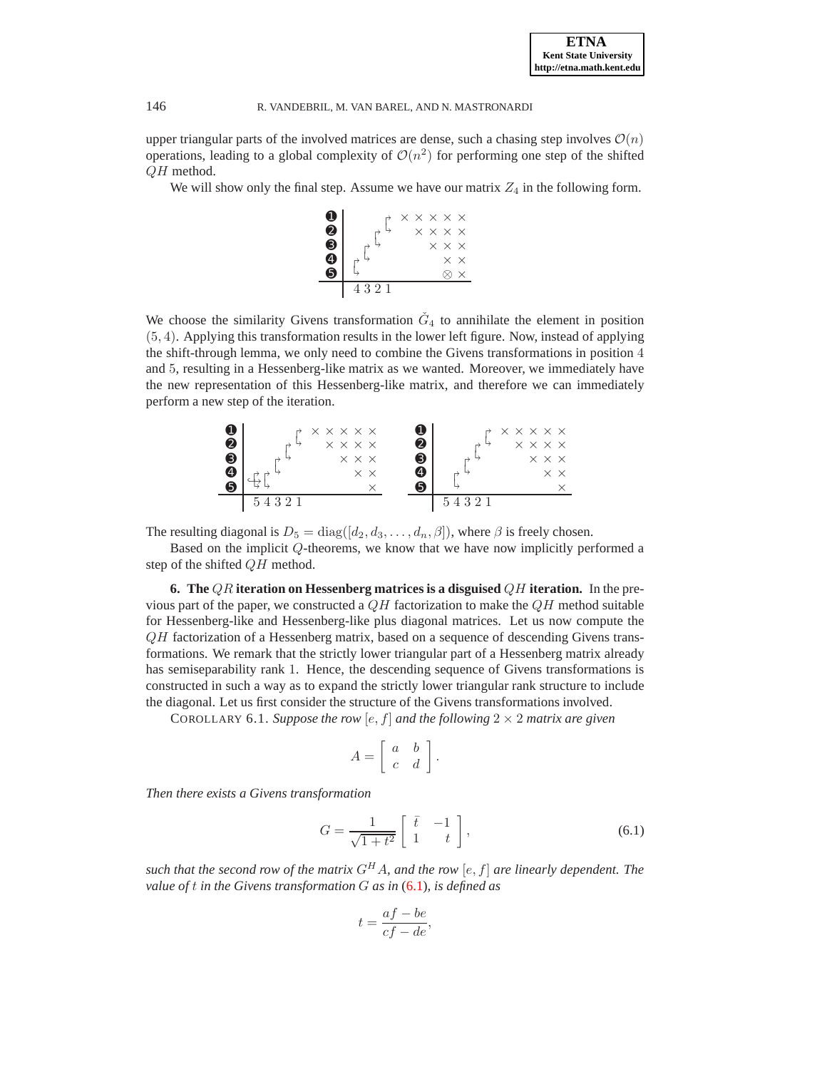upper triangular parts of the involved matrices are dense, such a chasing step involves $\mathcal{O}(n)$ operations, leading to a global complexity of $\mathcal{O}(n^2)$ for performing one step of the shifted $QH$ method.

We will show only the final step. Assume we have our matrix $Z_4$ in the following form.

```
➊ |        ↱  × × × × ×
➋ |      ↱ ↳    × × × ×
➌ |    ↱ ↳        × × ×
➍ |  ↱ ↳            × ×
➎ |  ↳              ⊗ ×
  ---------------------
    4 3 2 1
```

We choose the similarity Givens transformation $\check{G}_4$ to annihilate the element in position $(5,4)$. Applying this transformation results in the lower left figure. Now, instead of applying the shift-through lemma, we only need to combine the Givens transformations in position 4 and 5, resulting in a Hessenberg-like matrix as we wanted. Moreover, we immediately have the new representation of this Hessenberg-like matrix, and therefore we can immediately perform a new step of the iteration.

```
➊ |          ↱  × × × × ×        ➊ |          ↱  × × × × ×
➋ |        ↱ ↳    × × × ×        ➋ |        ↱ ↳    × × × ×
➌ |      ↱ ↳        × × ×        ➌ |      ↱ ↳        × × ×
➍ |  ↰ ↱ ↳            × ×        ➍ |    ↱ ↳            × ×
➎ |  ↳ ↳                ×        ➎ |    ↳                ×
  -----------------------          -----------------------
    5 4 3 2 1                        5 4 3 2 1
```

The resulting diagonal is $D_5 = \mathrm{diag}([d_2, d_3, \ldots, d_n, \beta])$, where $\beta$ is freely chosen.

Based on the implicit $Q$-theorems, we know that we have now implicitly performed a step of the shifted $QH$ method.

**6. The $QR$ iteration on Hessenberg matrices is a disguised $QH$ iteration.** In the previous part of the paper, we constructed a $QH$ factorization to make the $QH$ method suitable for Hessenberg-like and Hessenberg-like plus diagonal matrices. Let us now compute the $QH$ factorization of a Hessenberg matrix, based on a sequence of descending Givens transformations. We remark that the strictly lower triangular part of a Hessenberg matrix already has semiseparability rank 1. Hence, the descending sequence of Givens transformations is constructed in such a way as to expand the strictly lower triangular rank structure to include the diagonal. Let us first consider the structure of the Givens transformations involved.

COROLLARY 6.1. *Suppose the row $[e, f]$ and the following $2 \times 2$ matrix are given*

$$A = \begin{bmatrix} a & b \\ c & d \end{bmatrix}.$$

*Then there exists a Givens transformation*

$$G = \frac{1}{\sqrt{1+t^2}} \begin{bmatrix} \bar{t} & -1 \\ 1 & t \end{bmatrix}, \tag{6.1}$$

*such that the second row of the matrix $G^H A$, and the row $[e, f]$ are linearly dependent. The value of $t$ in the Givens transformation $G$ as in (6.1), is defined as*

$$t = \frac{af - be}{cf - de},$$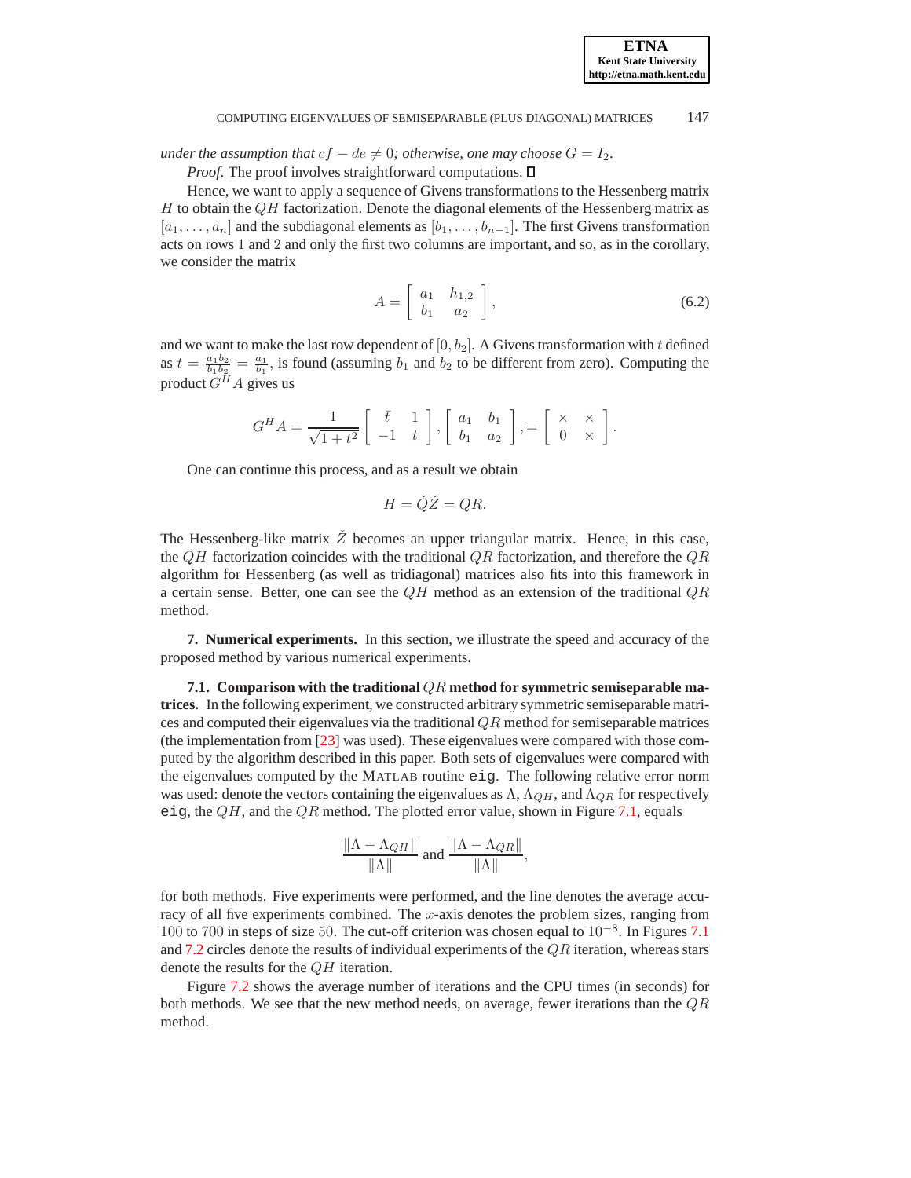*under the assumption that $cf - de \neq 0$; otherwise, one may choose $G = I_2$.*

*Proof.* The proof involves straightforward computations. $\square$

Hence, we want to apply a sequence of Givens transformations to the Hessenberg matrix $H$ to obtain the $QH$ factorization. Denote the diagonal elements of the Hessenberg matrix as $[a_1, \ldots, a_n]$ and the subdiagonal elements as $[b_1, \ldots, b_{n-1}]$. The first Givens transformation acts on rows 1 and 2 and only the first two columns are important, and so, as in the corollary, we consider the matrix

$$A = \begin{bmatrix} a_1 & h_{1,2} \\ b_1 & a_2 \end{bmatrix}, \tag{6.2}$$

and we want to make the last row dependent of $[0, b_2]$. A Givens transformation with $t$ defined as $t = \frac{a_1 b_2}{b_1 b_2} = \frac{a_1}{b_1}$, is found (assuming $b_1$ and $b_2$ to be different from zero). Computing the product $G^H A$ gives us

$$G^H A = \frac{1}{\sqrt{1+t^2}} \begin{bmatrix} \bar{t} & 1 \\ -1 & t \end{bmatrix}, \begin{bmatrix} a_1 & b_1 \\ b_1 & a_2 \end{bmatrix}, = \begin{bmatrix} \times & \times \\ 0 & \times \end{bmatrix}.$$

One can continue this process, and as a result we obtain

$$H = \check{Q}\check{Z} = QR.$$

The Hessenberg-like matrix $\check{Z}$ becomes an upper triangular matrix. Hence, in this case, the $QH$ factorization coincides with the traditional $QR$ factorization, and therefore the $QR$ algorithm for Hessenberg (as well as tridiagonal) matrices also fits into this framework in a certain sense. Better, one can see the $QH$ method as an extension of the traditional $QR$ method.

**7. Numerical experiments.** In this section, we illustrate the speed and accuracy of the proposed method by various numerical experiments.

**7.1. Comparison with the traditional $QR$ method for symmetric semiseparable matrices.** In the following experiment, we constructed arbitrary symmetric semiseparable matrices and computed their eigenvalues via the traditional $QR$ method for semiseparable matrices (the implementation from [23] was used). These eigenvalues were compared with those computed by the algorithm described in this paper. Both sets of eigenvalues were compared with the eigenvalues computed by the MATLAB routine `eig`. The following relative error norm was used: denote the vectors containing the eigenvalues as $\Lambda$, $\Lambda_{QH}$, and $\Lambda_{QR}$ for respectively `eig`, the $QH$, and the $QR$ method. The plotted error value, shown in Figure 7.1, equals

$$\frac{\|\Lambda - \Lambda_{QH}\|}{\|\Lambda\|} \text{ and } \frac{\|\Lambda - \Lambda_{QR}\|}{\|\Lambda\|},$$

for both methods. Five experiments were performed, and the line denotes the average accuracy of all five experiments combined. The $x$-axis denotes the problem sizes, ranging from $100$ to $700$ in steps of size $50$. The cut-off criterion was chosen equal to $10^{-8}$. In Figures 7.1 and 7.2 circles denote the results of individual experiments of the $QR$ iteration, whereas stars denote the results for the $QH$ iteration.

Figure 7.2 shows the average number of iterations and the CPU times (in seconds) for both methods. We see that the new method needs, on average, fewer iterations than the $QR$ method.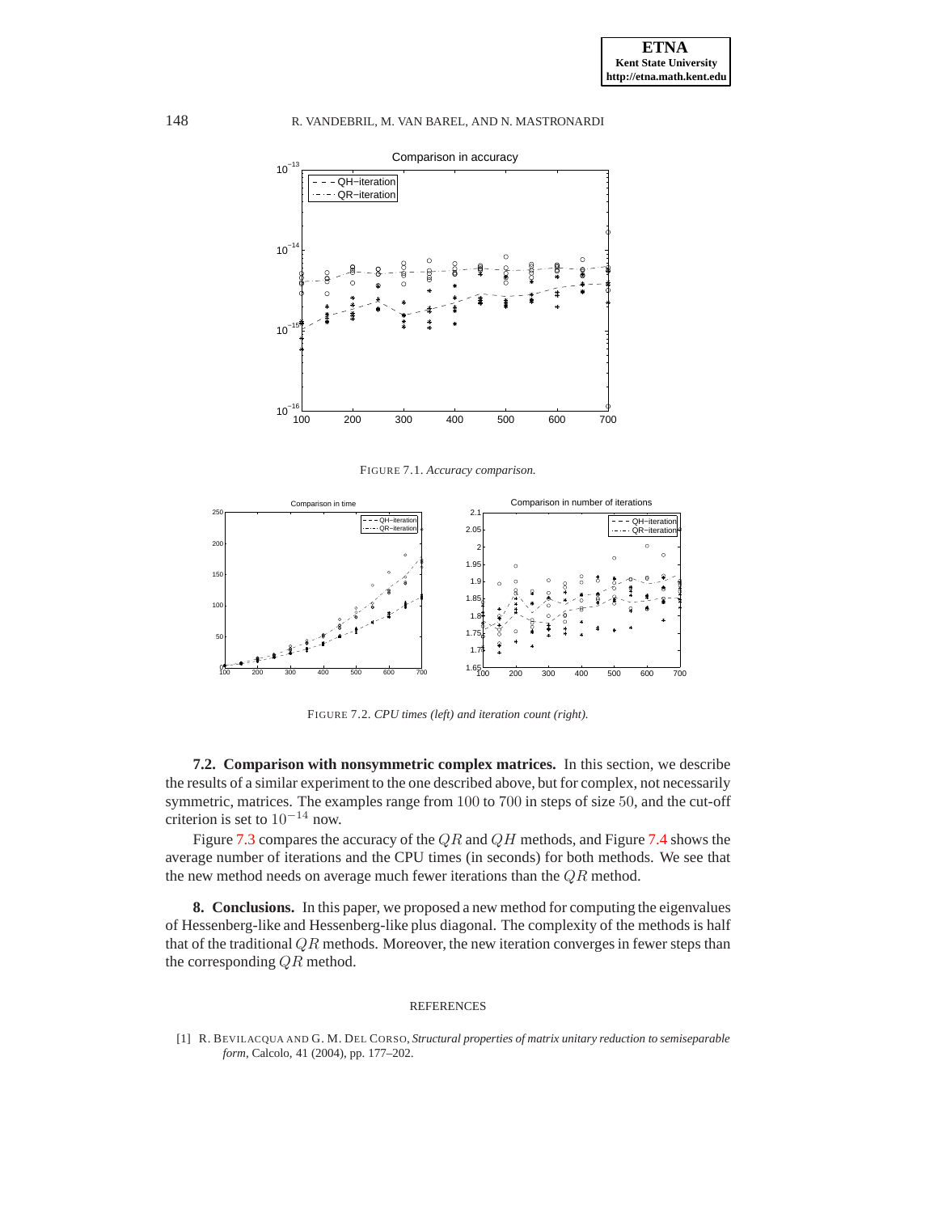FIGURE 7.1. *Accuracy comparison.*

FIGURE 7.2. *CPU times (left) and iteration count (right).*

**7.2. Comparison with nonsymmetric complex matrices.** In this section, we describe the results of a similar experiment to the one described above, but for complex, not necessarily symmetric, matrices. The examples range from 100 to 700 in steps of size 50, and the cut-off criterion is set to $10^{-14}$ now.

Figure 7.3 compares the accuracy of the $QR$ and $QH$ methods, and Figure 7.4 shows the average number of iterations and the CPU times (in seconds) for both methods. We see that the new method needs on average much fewer iterations than the $QR$ method.

**8. Conclusions.** In this paper, we proposed a new method for computing the eigenvalues of Hessenberg-like and Hessenberg-like plus diagonal. The complexity of the methods is half that of the traditional $QR$ methods. Moreover, the new iteration converges in fewer steps than the corresponding $QR$ method.

REFERENCES

[1] R. BEVILACQUA AND G. M. DEL CORSO, *Structural properties of matrix unitary reduction to semiseparable form*, Calcolo, 41 (2004), pp. 177–202.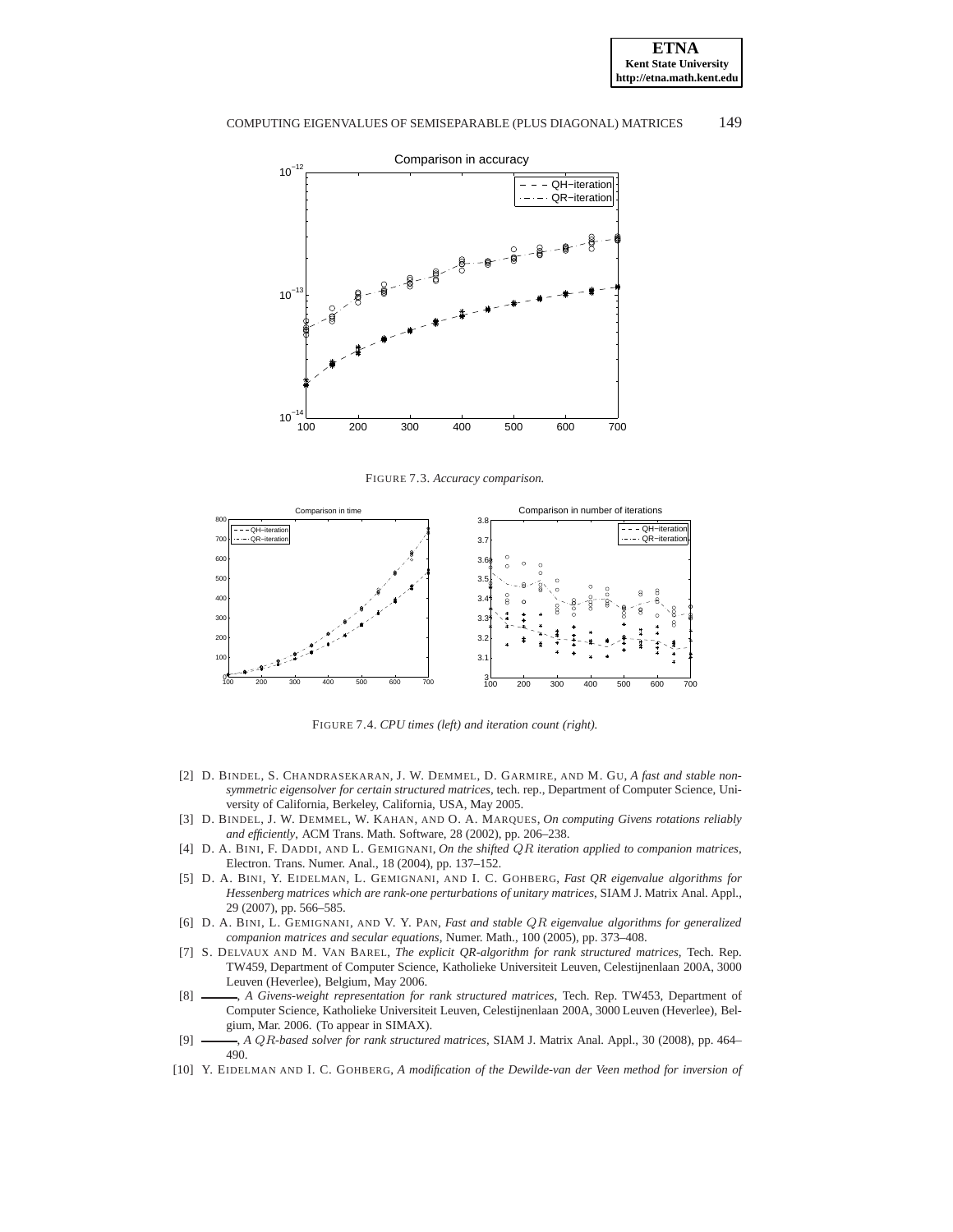FIGURE 7.3. *Accuracy comparison.*

FIGURE 7.4. *CPU times (left) and iteration count (right).*

[2] D. BINDEL, S. CHANDRASEKARAN, J. W. DEMMEL, D. GARMIRE, AND M. GU, *A fast and stable nonsymmetric eigensolver for certain structured matrices*, tech. rep., Department of Computer Science, University of California, Berkeley, California, USA, May 2005.

[3] D. BINDEL, J. W. DEMMEL, W. KAHAN, AND O. A. MARQUES, *On computing Givens rotations reliably and efficiently*, ACM Trans. Math. Software, 28 (2002), pp. 206–238.

[4] D. A. BINI, F. DADDI, AND L. GEMIGNANI, *On the shifted $QR$ iteration applied to companion matrices*, Electron. Trans. Numer. Anal., 18 (2004), pp. 137–152.

[5] D. A. BINI, Y. EIDELMAN, L. GEMIGNANI, AND I. C. GOHBERG, *Fast QR eigenvalue algorithms for Hessenberg matrices which are rank-one perturbations of unitary matrices*, SIAM J. Matrix Anal. Appl., 29 (2007), pp. 566–585.

[6] D. A. BINI, L. GEMIGNANI, AND V. Y. PAN, *Fast and stable $QR$ eigenvalue algorithms for generalized companion matrices and secular equations*, Numer. Math., 100 (2005), pp. 373–408.

[7] S. DELVAUX AND M. VAN BAREL, *The explicit QR-algorithm for rank structured matrices*, Tech. Rep. TW459, Department of Computer Science, Katholieke Universiteit Leuven, Celestijnenlaan 200A, 3000 Leuven (Heverlee), Belgium, May 2006.

[8] ———, *A Givens-weight representation for rank structured matrices*, Tech. Rep. TW453, Department of Computer Science, Katholieke Universiteit Leuven, Celestijnenlaan 200A, 3000 Leuven (Heverlee), Belgium, Mar. 2006. (To appear in SIMAX).

[9] ———, *A $QR$-based solver for rank structured matrices*, SIAM J. Matrix Anal. Appl., 30 (2008), pp. 464–490.

[10] Y. EIDELMAN AND I. C. GOHBERG, *A modification of the Dewilde-van der Veen method for inversion of*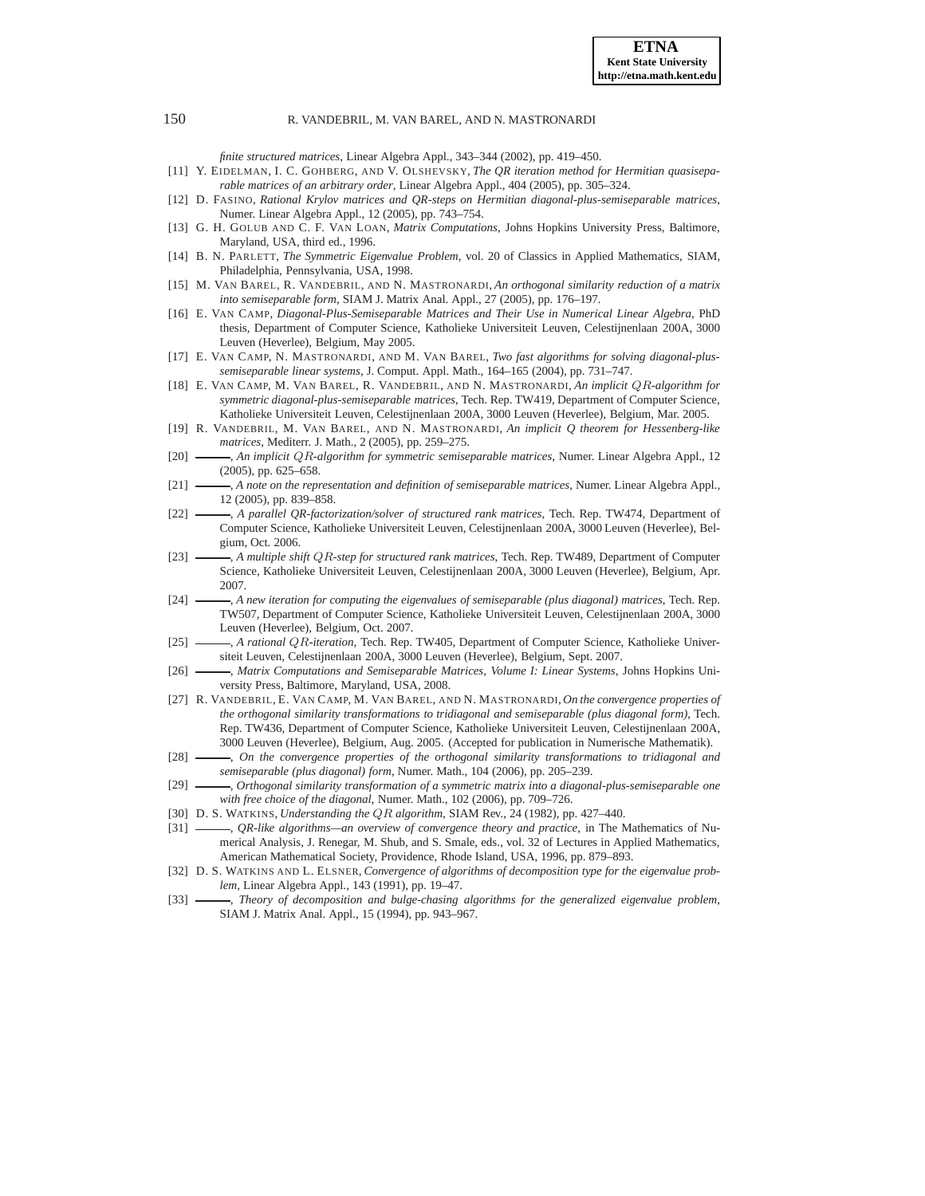*finite structured matrices*, Linear Algebra Appl., 343–344 (2002), pp. 419–450.

[11] Y. Eidelman, I. C. Gohberg, and V. Olshevsky, *The QR iteration method for Hermitian quasiseparable matrices of an arbitrary order*, Linear Algebra Appl., 404 (2005), pp. 305–324.

[12] D. Fasino, *Rational Krylov matrices and QR-steps on Hermitian diagonal-plus-semiseparable matrices*, Numer. Linear Algebra Appl., 12 (2005), pp. 743–754.

[13] G. H. Golub and C. F. Van Loan, *Matrix Computations*, Johns Hopkins University Press, Baltimore, Maryland, USA, third ed., 1996.

[14] B. N. Parlett, *The Symmetric Eigenvalue Problem*, vol. 20 of Classics in Applied Mathematics, SIAM, Philadelphia, Pennsylvania, USA, 1998.

[15] M. Van Barel, R. Vandebril, and N. Mastronardi, *An orthogonal similarity reduction of a matrix into semiseparable form*, SIAM J. Matrix Anal. Appl., 27 (2005), pp. 176–197.

[16] E. Van Camp, *Diagonal-Plus-Semiseparable Matrices and Their Use in Numerical Linear Algebra*, PhD thesis, Department of Computer Science, Katholieke Universiteit Leuven, Celestijnenlaan 200A, 3000 Leuven (Heverlee), Belgium, May 2005.

[17] E. Van Camp, N. Mastronardi, and M. Van Barel, *Two fast algorithms for solving diagonal-plus-semiseparable linear systems*, J. Comput. Appl. Math., 164–165 (2004), pp. 731–747.

[18] E. Van Camp, M. Van Barel, R. Vandebril, and N. Mastronardi, *An implicit $QR$-algorithm for symmetric diagonal-plus-semiseparable matrices*, Tech. Rep. TW419, Department of Computer Science, Katholieke Universiteit Leuven, Celestijnenlaan 200A, 3000 Leuven (Heverlee), Belgium, Mar. 2005.

[19] R. Vandebril, M. Van Barel, and N. Mastronardi, *An implicit Q theorem for Hessenberg-like matrices*, Mediterr. J. Math., 2 (2005), pp. 259–275.

[20] ———, *An implicit $QR$-algorithm for symmetric semiseparable matrices*, Numer. Linear Algebra Appl., 12 (2005), pp. 625–658.

[21] ———, *A note on the representation and definition of semiseparable matrices*, Numer. Linear Algebra Appl., 12 (2005), pp. 839–858.

[22] ———, *A parallel QR-factorization/solver of structured rank matrices*, Tech. Rep. TW474, Department of Computer Science, Katholieke Universiteit Leuven, Celestijnenlaan 200A, 3000 Leuven (Heverlee), Belgium, Oct. 2006.

[23] ———, *A multiple shift $QR$-step for structured rank matrices*, Tech. Rep. TW489, Department of Computer Science, Katholieke Universiteit Leuven, Celestijnenlaan 200A, 3000 Leuven (Heverlee), Belgium, Apr. 2007.

[24] ———, *A new iteration for computing the eigenvalues of semiseparable (plus diagonal) matrices*, Tech. Rep. TW507, Department of Computer Science, Katholieke Universiteit Leuven, Celestijnenlaan 200A, 3000 Leuven (Heverlee), Belgium, Oct. 2007.

[25] ———, *A rational $QR$-iteration*, Tech. Rep. TW405, Department of Computer Science, Katholieke Universiteit Leuven, Celestijnenlaan 200A, 3000 Leuven (Heverlee), Belgium, Sept. 2007.

[26] ———, *Matrix Computations and Semiseparable Matrices, Volume I: Linear Systems*, Johns Hopkins University Press, Baltimore, Maryland, USA, 2008.

[27] R. Vandebril, E. Van Camp, M. Van Barel, and N. Mastronardi, *On the convergence properties of the orthogonal similarity transformations to tridiagonal and semiseparable (plus diagonal form)*, Tech. Rep. TW436, Department of Computer Science, Katholieke Universiteit Leuven, Celestijnenlaan 200A, 3000 Leuven (Heverlee), Belgium, Aug. 2005. (Accepted for publication in Numerische Mathematik).

[28] ———, *On the convergence properties of the orthogonal similarity transformations to tridiagonal and semiseparable (plus diagonal) form*, Numer. Math., 104 (2006), pp. 205–239.

[29] ———, *Orthogonal similarity transformation of a symmetric matrix into a diagonal-plus-semiseparable one with free choice of the diagonal*, Numer. Math., 102 (2006), pp. 709–726.

[30] D. S. Watkins, *Understanding the $QR$ algorithm*, SIAM Rev., 24 (1982), pp. 427–440.

[31] ———, *QR-like algorithms—an overview of convergence theory and practice*, in The Mathematics of Numerical Analysis, J. Renegar, M. Shub, and S. Smale, eds., vol. 32 of Lectures in Applied Mathematics, American Mathematical Society, Providence, Rhode Island, USA, 1996, pp. 879–893.

[32] D. S. Watkins and L. Elsner, *Convergence of algorithms of decomposition type for the eigenvalue problem*, Linear Algebra Appl., 143 (1991), pp. 19–47.

[33] ———, *Theory of decomposition and bulge-chasing algorithms for the generalized eigenvalue problem*, SIAM J. Matrix Anal. Appl., 15 (1994), pp. 943–967.